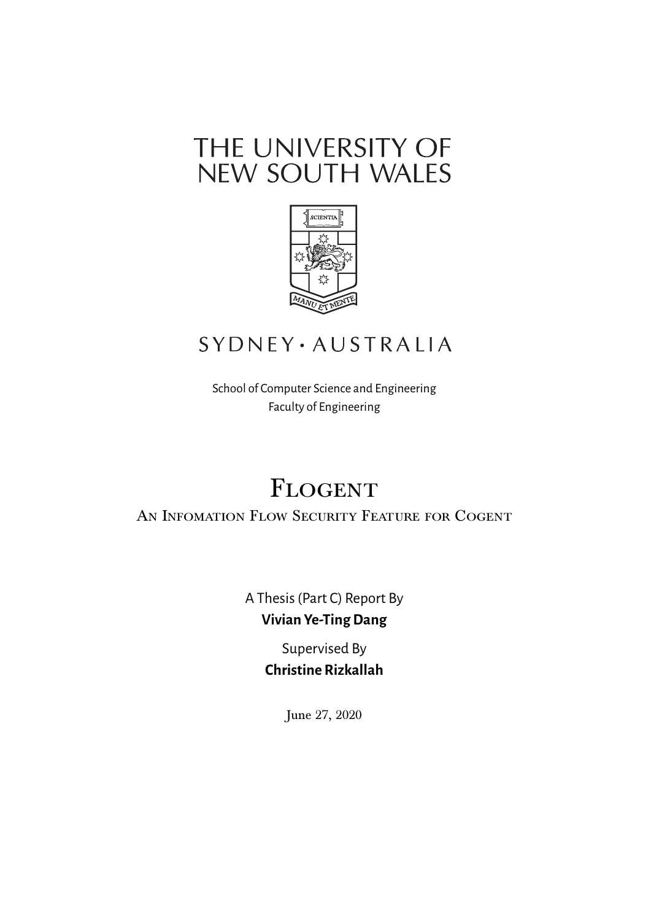THE UNIVERSITY OF
NEW SOUTH WALES

SCIENTIA

MANU ET MENTE

SYDNEY · AUSTRALIA

School of Computer Science and Engineering
Faculty of Engineering

# Flogent

## An Infomation Flow Security Feature for Cogent

A Thesis (Part C) Report By
**Vivian Ye-Ting Dang**

Supervised By
**Christine Rizkallah**

June 27, 2020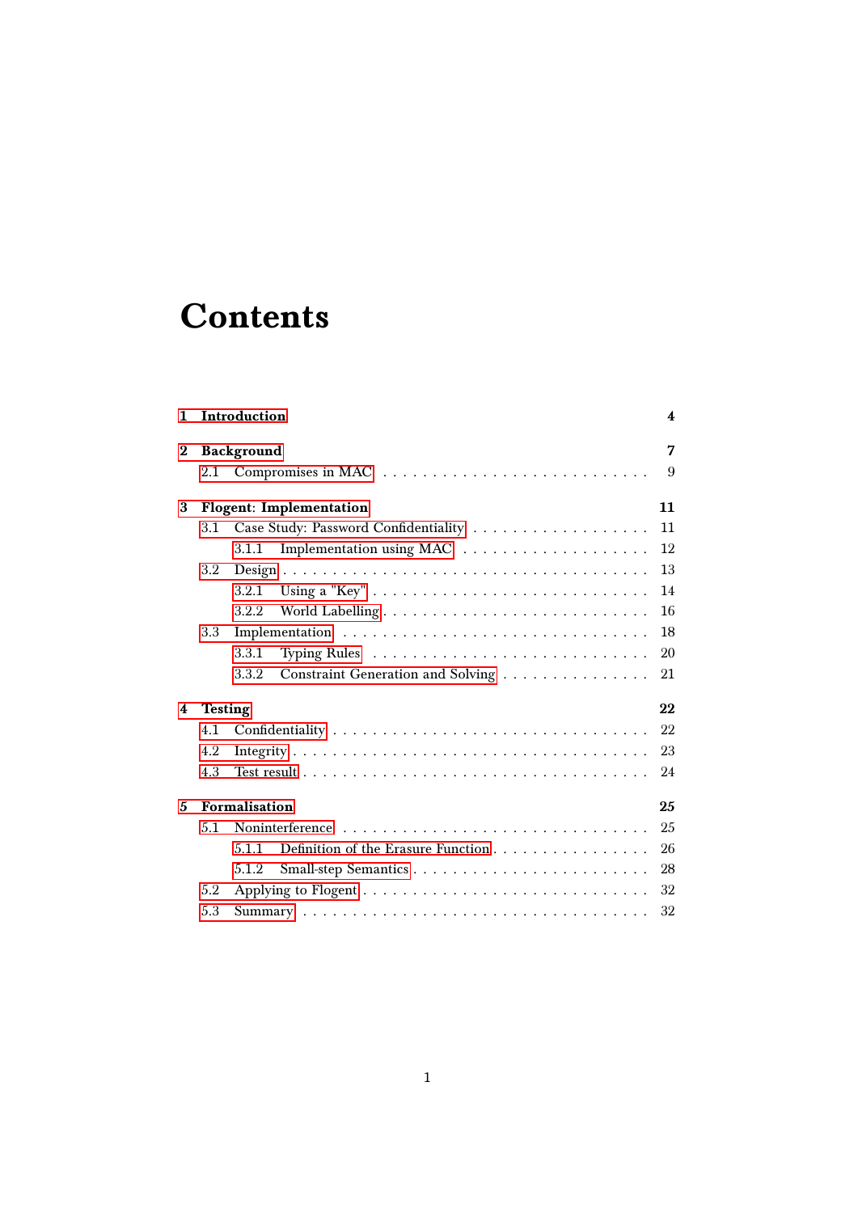# Contents

- **1 Introduction** — **4**
- **2 Background** — **7**
  - 2.1 Compromises in MAC — 9
- **3 Flogent: Implementation** — **11**
  - 3.1 Case Study: Password Confidentiality — 11
    - 3.1.1 Implementation using MAC — 12
  - 3.2 Design — 13
    - 3.2.1 Using a "Key" — 14
    - 3.2.2 World Labelling — 16
  - 3.3 Implementation — 18
    - 3.3.1 Typing Rules — 20
    - 3.3.2 Constraint Generation and Solving — 21
- **4 Testing** — **22**
  - 4.1 Confidentiality — 22
  - 4.2 Integrity — 23
  - 4.3 Test result — 24
- **5 Formalisation** — **25**
  - 5.1 Noninterference — 25
    - 5.1.1 Definition of the Erasure Function — 26
    - 5.1.2 Small-step Semantics — 28
  - 5.2 Applying to Flogent — 32
  - 5.3 Summary — 32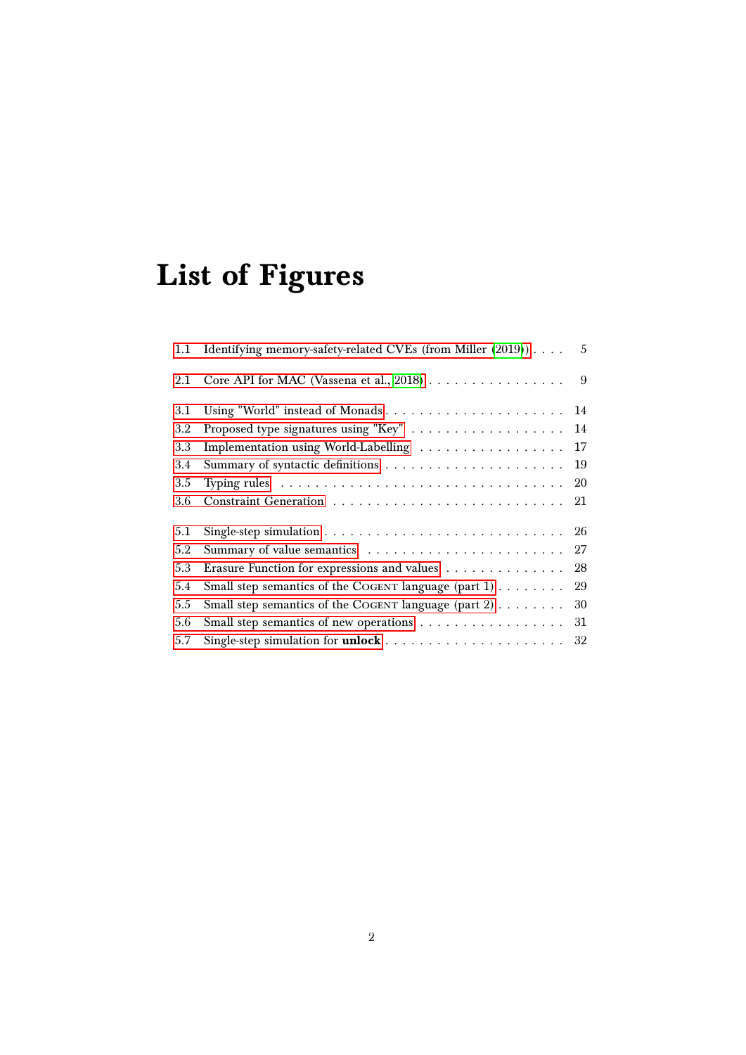# List of Figures

1.1 Identifying memory-safety-related CVEs (from Miller (2019)) . . . . 5

2.1 Core API for MAC (Vassena et al., 2018) . . . . . . . . . . . . . . . . . 9

3.1 Using "World" instead of Monads . . . . . . . . . . . . . . . . . . . . . . 14
3.2 Proposed type signatures using "Key" . . . . . . . . . . . . . . . . . . . 14
3.3 Implementation using World-Labelling . . . . . . . . . . . . . . . . . . 17
3.4 Summary of syntactic definitions . . . . . . . . . . . . . . . . . . . . . . 19
3.5 Typing rules . . . . . . . . . . . . . . . . . . . . . . . . . . . . . . . . . . . 20
3.6 Constraint Generation . . . . . . . . . . . . . . . . . . . . . . . . . . . . 21

5.1 Single-step simulation . . . . . . . . . . . . . . . . . . . . . . . . . . . . 26
5.2 Summary of value semantics . . . . . . . . . . . . . . . . . . . . . . . . 27
5.3 Erasure Function for expressions and values . . . . . . . . . . . . . . . 28
5.4 Small step semantics of the COGENT language (part 1) . . . . . . . . 29
5.5 Small step semantics of the COGENT language (part 2) . . . . . . . . 30
5.6 Small step semantics of new operations . . . . . . . . . . . . . . . . . . 31
5.7 Single-step simulation for **unlock** . . . . . . . . . . . . . . . . . . . . . 32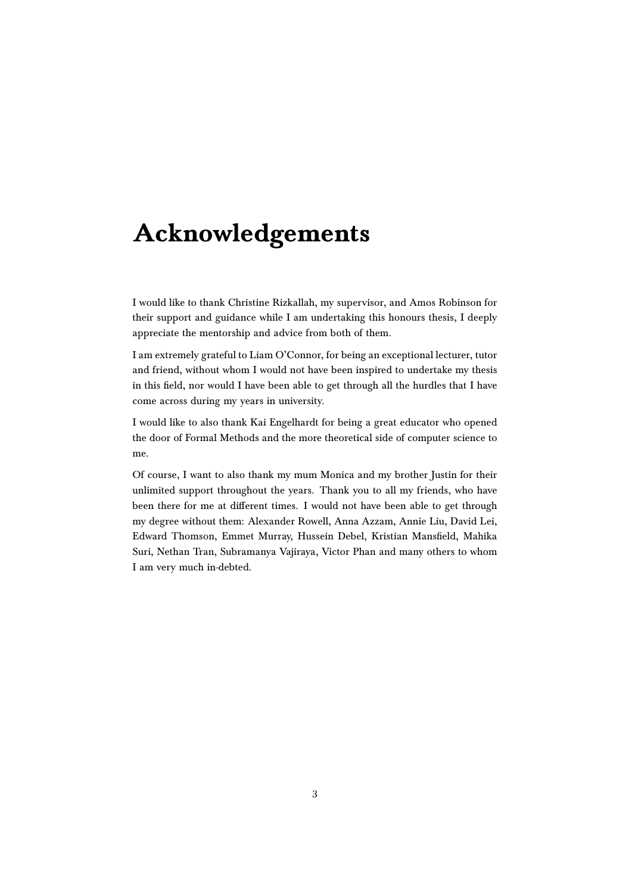# Acknowledgements

I would like to thank Christine Rizkallah, my supervisor, and Amos Robinson for their support and guidance while I am undertaking this honours thesis, I deeply appreciate the mentorship and advice from both of them.

I am extremely grateful to Liam O'Connor, for being an exceptional lecturer, tutor and friend, without whom I would not have been inspired to undertake my thesis in this field, nor would I have been able to get through all the hurdles that I have come across during my years in university.

I would like to also thank Kai Engelhardt for being a great educator who opened the door of Formal Methods and the more theoretical side of computer science to me.

Of course, I want to also thank my mum Monica and my brother Justin for their unlimited support throughout the years. Thank you to all my friends, who have been there for me at different times. I would not have been able to get through my degree without them: Alexander Rowell, Anna Azzam, Annie Liu, David Lei, Edward Thomson, Emmet Murray, Hussein Debel, Kristian Mansfield, Mahika Suri, Nethan Tran, Subramanya Vajiraya, Victor Phan and many others to whom I am very much in-debted.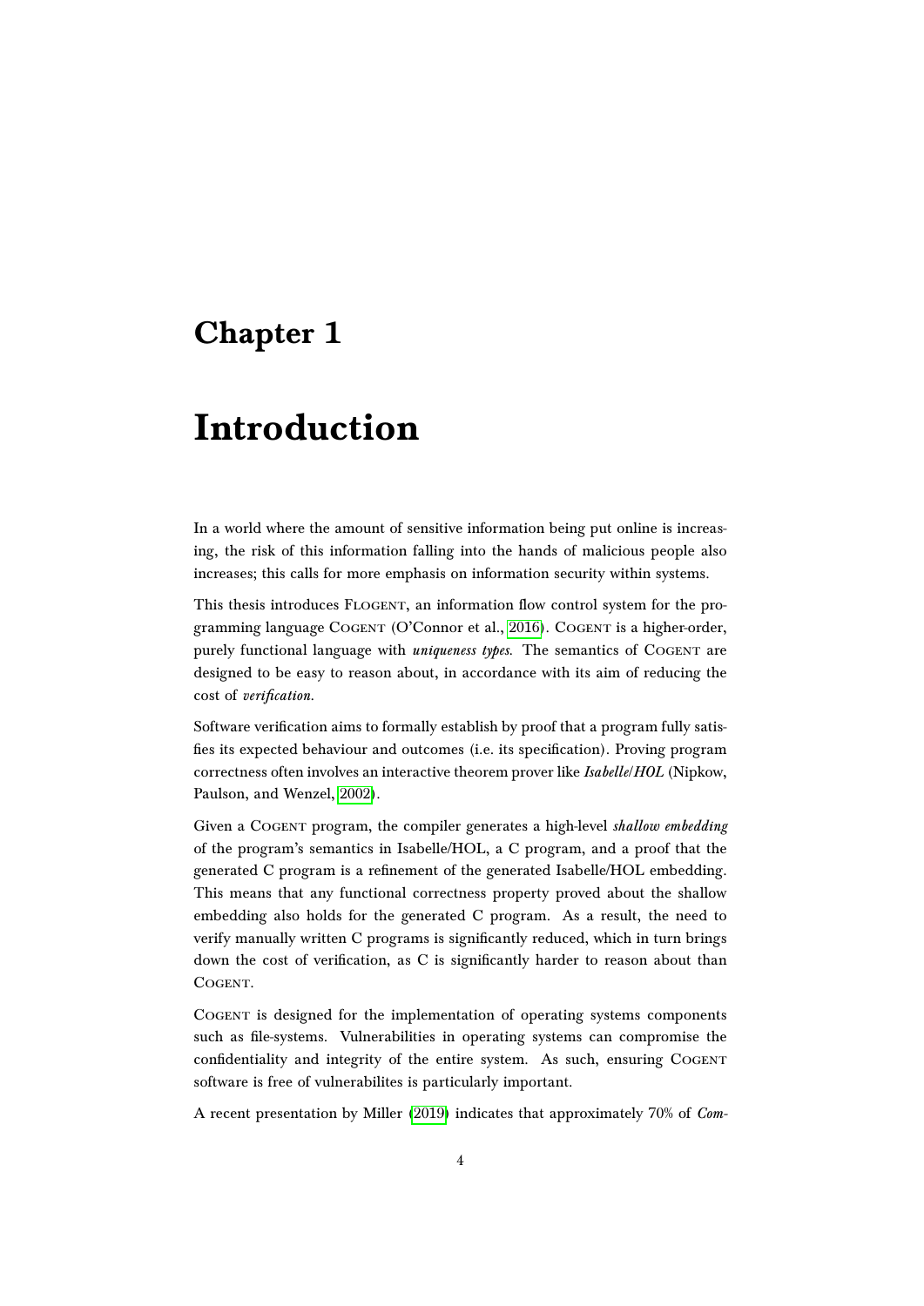# Chapter 1

# Introduction

In a world where the amount of sensitive information being put online is increasing, the risk of this information falling into the hands of malicious people also increases; this calls for more emphasis on information security within systems.

This thesis introduces FLOGENT, an information flow control system for the programming language COGENT (O'Connor et al., 2016). COGENT is a higher-order, purely functional language with ***uniqueness types***. The semantics of COGENT are designed to be easy to reason about, in accordance with its aim of reducing the cost of *verification*.

Software verification aims to formally establish by proof that a program fully satisfies its expected behaviour and outcomes (i.e. its specification). Proving program correctness often involves an interactive theorem prover like ***Isabelle/HOL*** (Nipkow, Paulson, and Wenzel, 2002).

Given a COGENT program, the compiler generates a high-level *shallow embedding* of the program's semantics in Isabelle/HOL, a C program, and a proof that the generated C program is a refinement of the generated Isabelle/HOL embedding. This means that any functional correctness property proved about the shallow embedding also holds for the generated C program. As a result, the need to verify manually written C programs is significantly reduced, which in turn brings down the cost of verification, as C is significantly harder to reason about than COGENT.

COGENT is designed for the implementation of operating systems components such as file-systems. Vulnerabilities in operating systems can compromise the confidentiality and integrity of the entire system. As such, ensuring COGENT software is free of vulnerabilites is particularly important.

A recent presentation by Miller (2019) indicates that approximately 70% of *Com-*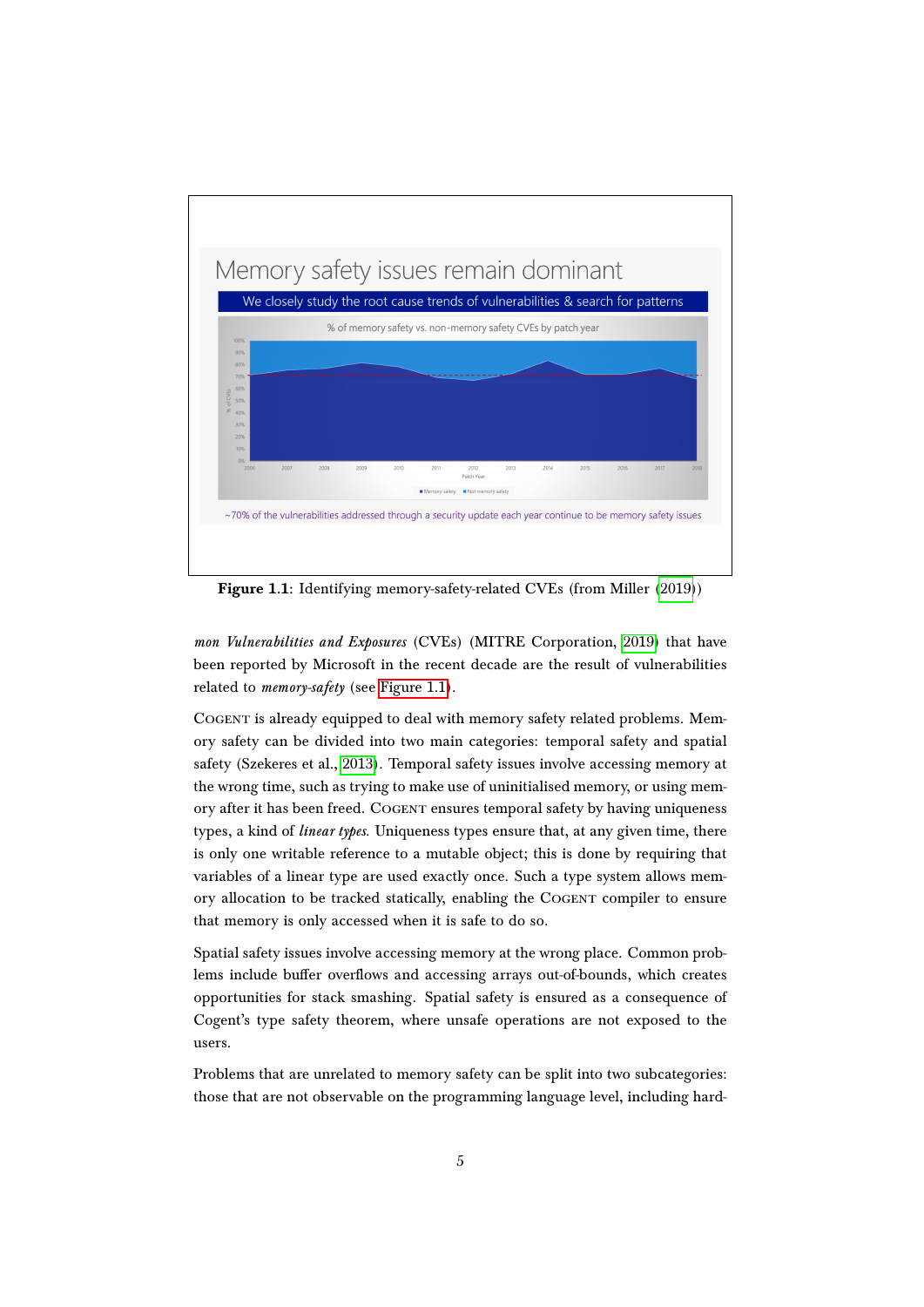**Figure 1.1**: Identifying memory-safety-related CVEs (from Miller (2019))

*mon Vulnerabilities and Exposures* (CVEs) (MITRE Corporation, 2019) that have been reported by Microsoft in the recent decade are the result of vulnerabilities related to *memory-safety* (see Figure 1.1).

COGENT is already equipped to deal with memory safety related problems. Memory safety can be divided into two main categories: temporal safety and spatial safety (Szekeres et al., 2013). Temporal safety issues involve accessing memory at the wrong time, such as trying to make use of uninitialised memory, or using memory after it has been freed. COGENT ensures temporal safety by having uniqueness types, a kind of *linear types*. Uniqueness types ensure that, at any given time, there is only one writable reference to a mutable object; this is done by requiring that variables of a linear type are used exactly once. Such a type system allows memory allocation to be tracked statically, enabling the COGENT compiler to ensure that memory is only accessed when it is safe to do so.

Spatial safety issues involve accessing memory at the wrong place. Common problems include buffer overflows and accessing arrays out-of-bounds, which creates opportunities for stack smashing. Spatial safety is ensured as a consequence of Cogent's type safety theorem, where unsafe operations are not exposed to the users.

Problems that are unrelated to memory safety can be split into two subcategories: those that are not observable on the programming language level, including hard-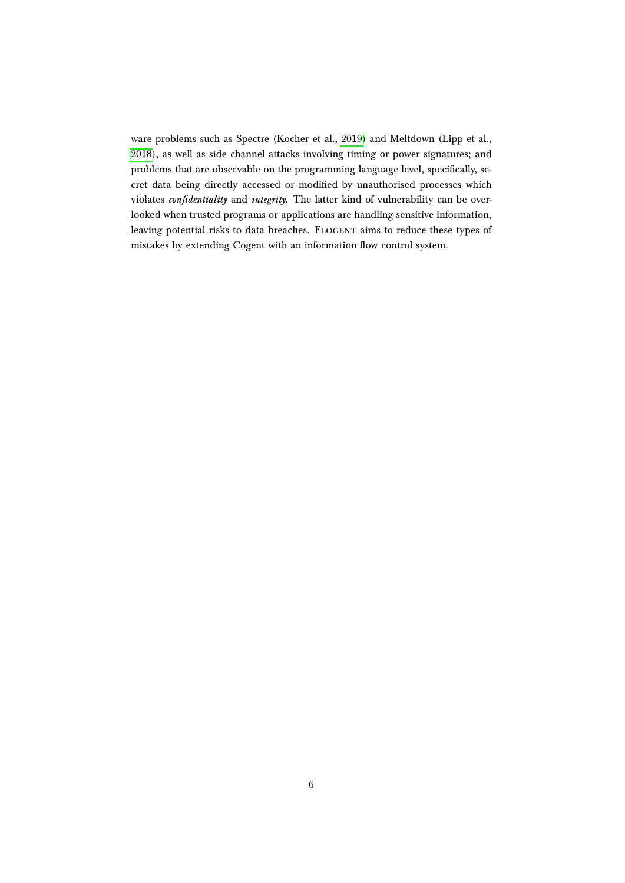ware problems such as Spectre (Kocher et al., 2019) and Meltdown (Lipp et al., 2018), as well as side channel attacks involving timing or power signatures; and problems that are observable on the programming language level, specifically, secret data being directly accessed or modified by unauthorised processes which violates *confidentiality* and *integrity*. The latter kind of vulnerability can be overlooked when trusted programs or applications are handling sensitive information, leaving potential risks to data breaches. FLOGENT aims to reduce these types of mistakes by extending Cogent with an information flow control system.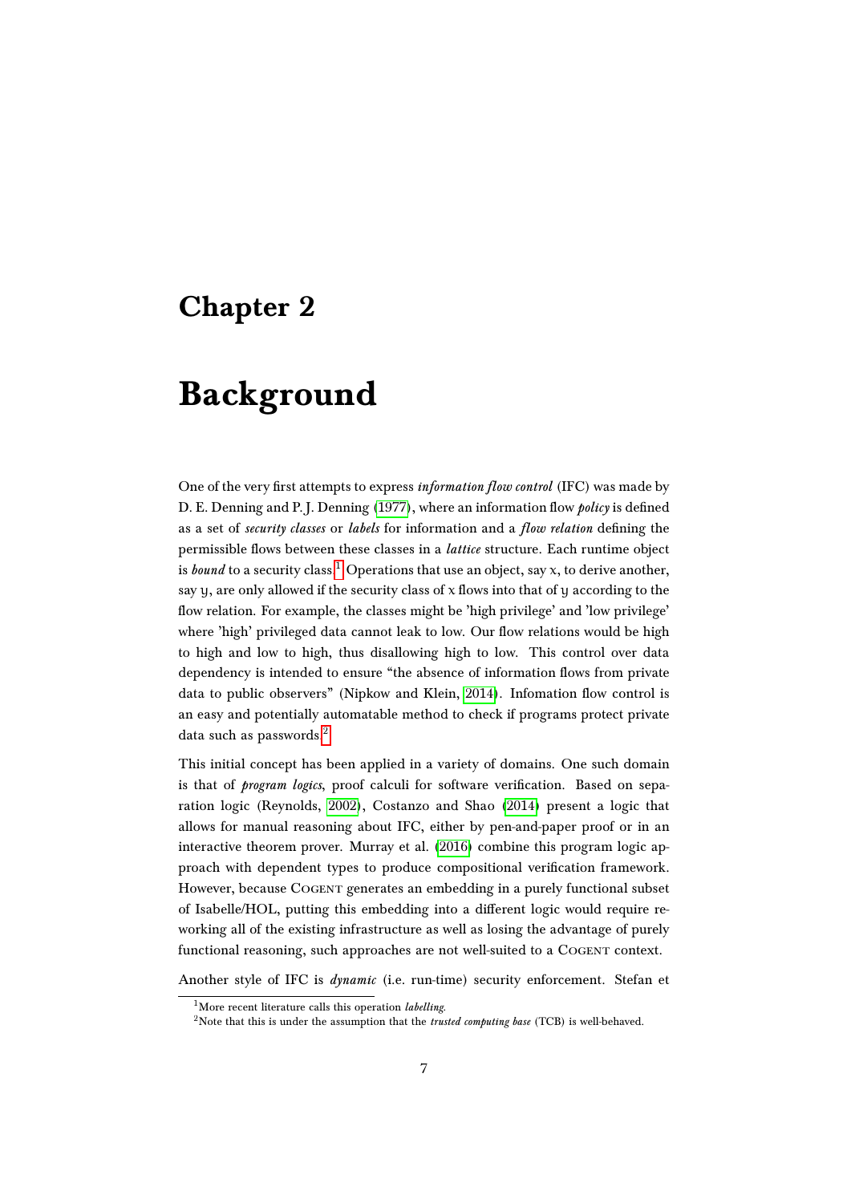# Chapter 2

# Background

One of the very first attempts to express *information flow control* (IFC) was made by D. E. Denning and P. J. Denning (1977), where an information flow *policy* is defined as a set of *security classes* or *labels* for information and a *flow relation* defining the permissible flows between these classes in a *lattice* structure. Each runtime object is *bound* to a security class.[1] Operations that use an object, say $x$, to derive another, say $y$, are only allowed if the security class of $x$ flows into that of $y$ according to the flow relation. For example, the classes might be 'high privilege' and 'low privilege' where 'high' privileged data cannot leak to low. Our flow relations would be high to high and low to high, thus disallowing high to low. This control over data dependency is intended to ensure "the absence of information flows from private data to public observers" (Nipkow and Klein, 2014). Infomation flow control is an easy and potentially automatable method to check if programs protect private data such as passwords.[2]

This initial concept has been applied in a variety of domains. One such domain is that of *program logics*, proof calculi for software verification. Based on separation logic (Reynolds, 2002), Costanzo and Shao (2014) present a logic that allows for manual reasoning about IFC, either by pen-and-paper proof or in an interactive theorem prover. Murray et al. (2016) combine this program logic approach with dependent types to produce compositional verification framework. However, because COGENT generates an embedding in a purely functional subset of Isabelle/HOL, putting this embedding into a different logic would require reworking all of the existing infrastructure as well as losing the advantage of purely functional reasoning, such approaches are not well-suited to a COGENT context.

Another style of IFC is *dynamic* (i.e. run-time) security enforcement. Stefan et

[1] More recent literature calls this operation *labelling*.

[2] Note that this is under the assumption that the *trusted computing base* (TCB) is well-behaved.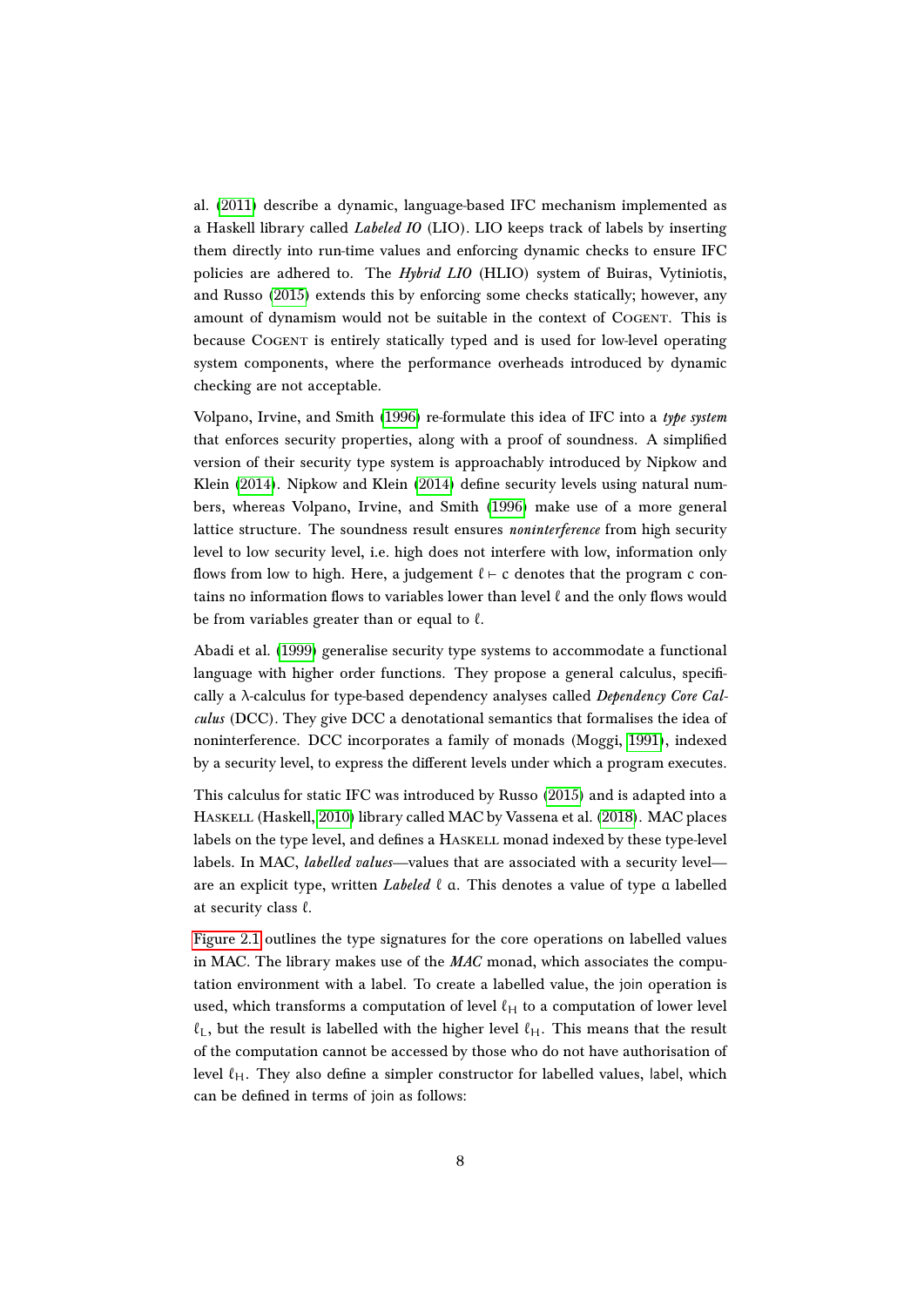al. (2011) describe a dynamic, language-based IFC mechanism implemented as a Haskell library called *Labeled IO* (LIO). LIO keeps track of labels by inserting them directly into run-time values and enforcing dynamic checks to ensure IFC policies are adhered to. The *Hybrid LIO* (HLIO) system of Buiras, Vytiniotis, and Russo (2015) extends this by enforcing some checks statically; however, any amount of dynamism would not be suitable in the context of Cogent. This is because Cogent is entirely statically typed and is used for low-level operating system components, where the performance overheads introduced by dynamic checking are not acceptable.

Volpano, Irvine, and Smith (1996) re-formulate this idea of IFC into a *type system* that enforces security properties, along with a proof of soundness. A simplified version of their security type system is approachably introduced by Nipkow and Klein (2014). Nipkow and Klein (2014) define security levels using natural numbers, whereas Volpano, Irvine, and Smith (1996) make use of a more general lattice structure. The soundness result ensures *noninterference* from high security level to low security level, i.e. high does not interfere with low, information only flows from low to high. Here, a judgement $\ell \vdash c$ denotes that the program c contains no information flows to variables lower than level $\ell$ and the only flows would be from variables greater than or equal to $\ell$.

Abadi et al. (1999) generalise security type systems to accommodate a functional language with higher order functions. They propose a general calculus, specifically a λ-calculus for type-based dependency analyses called *Dependency Core Calculus* (DCC). They give DCC a denotational semantics that formalises the idea of noninterference. DCC incorporates a family of monads (Moggi, 1991), indexed by a security level, to express the different levels under which a program executes.

This calculus for static IFC was introduced by Russo (2015) and is adapted into a Haskell (Haskell, 2010) library called MAC by Vassena et al. (2018). MAC places labels on the type level, and defines a Haskell monad indexed by these type-level labels. In MAC, *labelled values*—values that are associated with a security level—are an explicit type, written *Labeled* $\ell$ $a$. This denotes a value of type $a$ labelled at security class $\ell$.

Figure 2.1 outlines the type signatures for the core operations on labelled values in MAC. The library makes use of the *MAC* monad, which associates the computation environment with a label. To create a labelled value, the join operation is used, which transforms a computation of level $\ell_H$ to a computation of lower level $\ell_L$, but the result is labelled with the higher level $\ell_H$. This means that the result of the computation cannot be accessed by those who do not have authorisation of level $\ell_H$. They also define a simpler constructor for labelled values, label, which can be defined in terms of join as follows: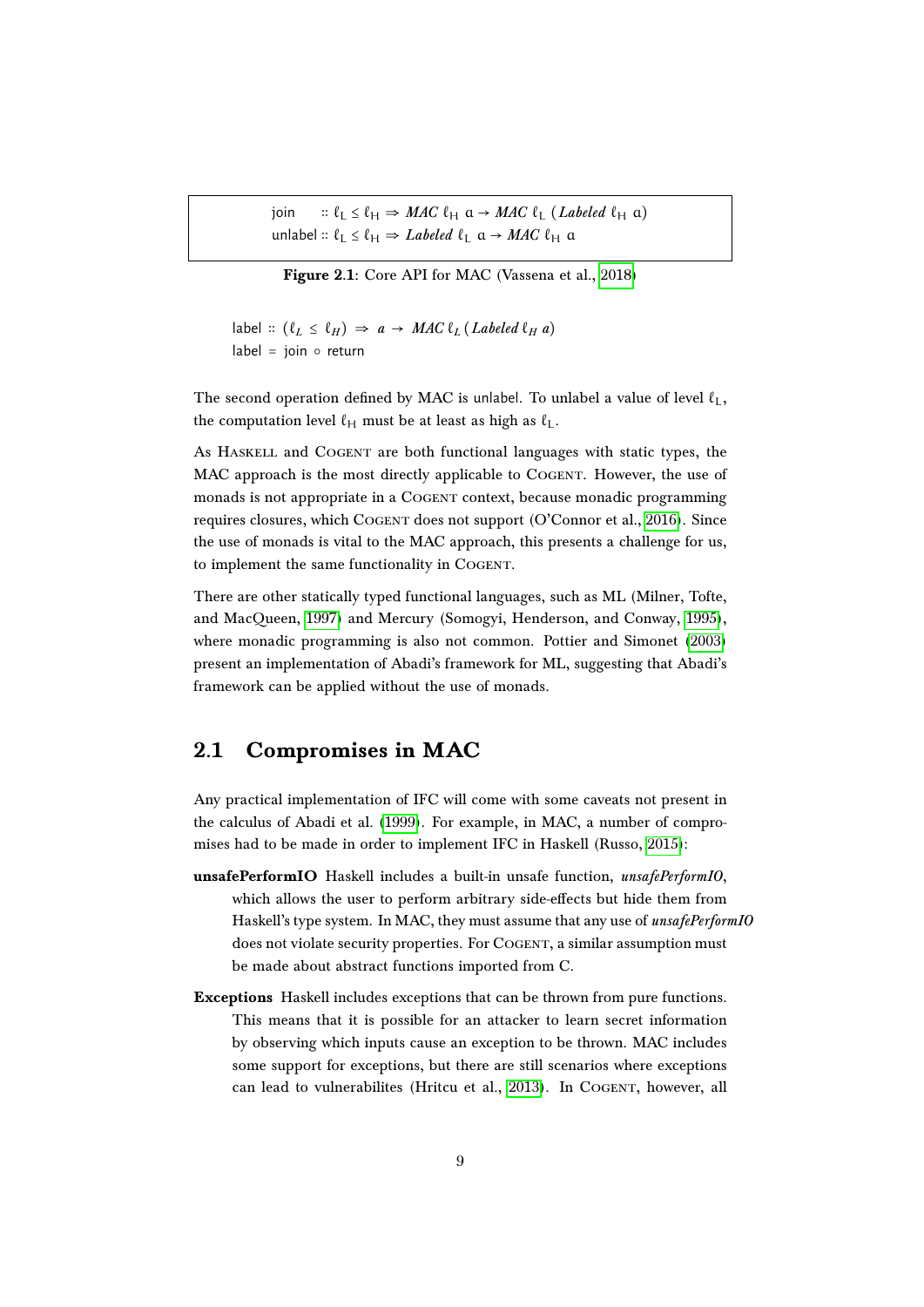```
join    :: ℓL ≤ ℓH ⇒ MAC ℓH a → MAC ℓL (Labeled ℓH a)
unlabel :: ℓL ≤ ℓH ⇒ Labeled ℓL a → MAC ℓH a
```

**Figure 2.1**: Core API for MAC (Vassena et al., 2018)

```
label :: (ℓL ≤ ℓH) ⇒ a → MAC ℓL (Labeled ℓH a)
label = join ∘ return
```

The second operation defined by MAC is unlabel. To unlabel a value of level $\ell_L$, the computation level $\ell_H$ must be at least as high as $\ell_L$.

As Haskell and Cogent are both functional languages with static types, the MAC approach is the most directly applicable to Cogent. However, the use of monads is not appropriate in a Cogent context, because monadic programming requires closures, which Cogent does not support (O'Connor et al., 2016). Since the use of monads is vital to the MAC approach, this presents a challenge for us, to implement the same functionality in Cogent.

There are other statically typed functional languages, such as ML (Milner, Tofte, and MacQueen, 1997) and Mercury (Somogyi, Henderson, and Conway, 1995), where monadic programming is also not common. Pottier and Simonet (2003) present an implementation of Abadi's framework for ML, suggesting that Abadi's framework can be applied without the use of monads.

## 2.1 Compromises in MAC

Any practical implementation of IFC will come with some caveats not present in the calculus of Abadi et al. (1999). For example, in MAC, a number of compromises had to be made in order to implement IFC in Haskell (Russo, 2015):

**unsafePerformIO** Haskell includes a built-in unsafe function, *unsafePerformIO*, which allows the user to perform arbitrary side-effects but hide them from Haskell's type system. In MAC, they must assume that any use of *unsafePerformIO* does not violate security properties. For Cogent, a similar assumption must be made about abstract functions imported from C.

**Exceptions** Haskell includes exceptions that can be thrown from pure functions. This means that it is possible for an attacker to learn secret information by observing which inputs cause an exception to be thrown. MAC includes some support for exceptions, but there are still scenarios where exceptions can lead to vulnerabilites (Hritcu et al., 2013). In Cogent, however, all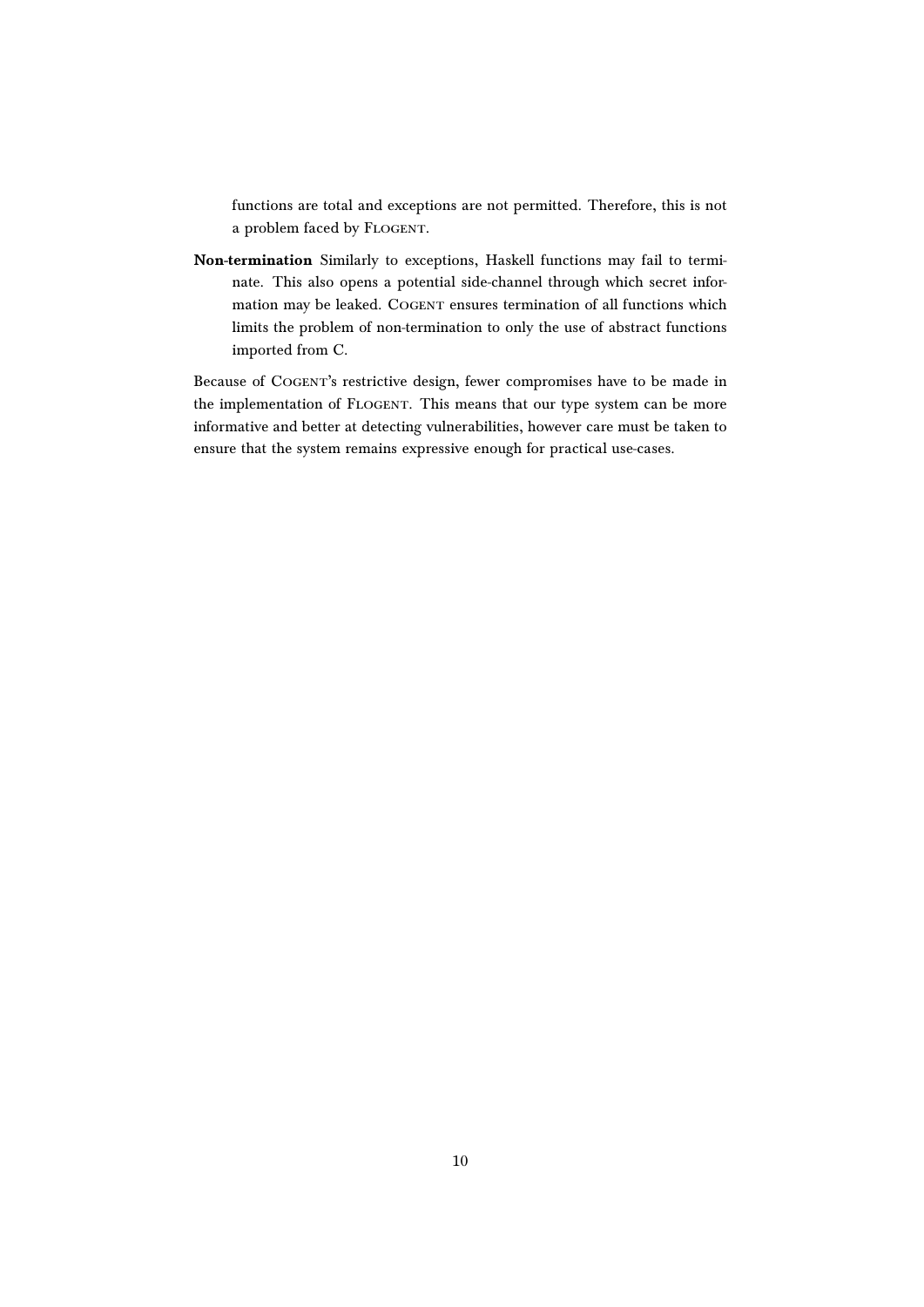functions are total and exceptions are not permitted. Therefore, this is not a problem faced by FLOGENT.

**Non-termination** Similarly to exceptions, Haskell functions may fail to terminate. This also opens a potential side-channel through which secret information may be leaked. COGENT ensures termination of all functions which limits the problem of non-termination to only the use of abstract functions imported from C.

Because of COGENT's restrictive design, fewer compromises have to be made in the implementation of FLOGENT. This means that our type system can be more informative and better at detecting vulnerabilities, however care must be taken to ensure that the system remains expressive enough for practical use-cases.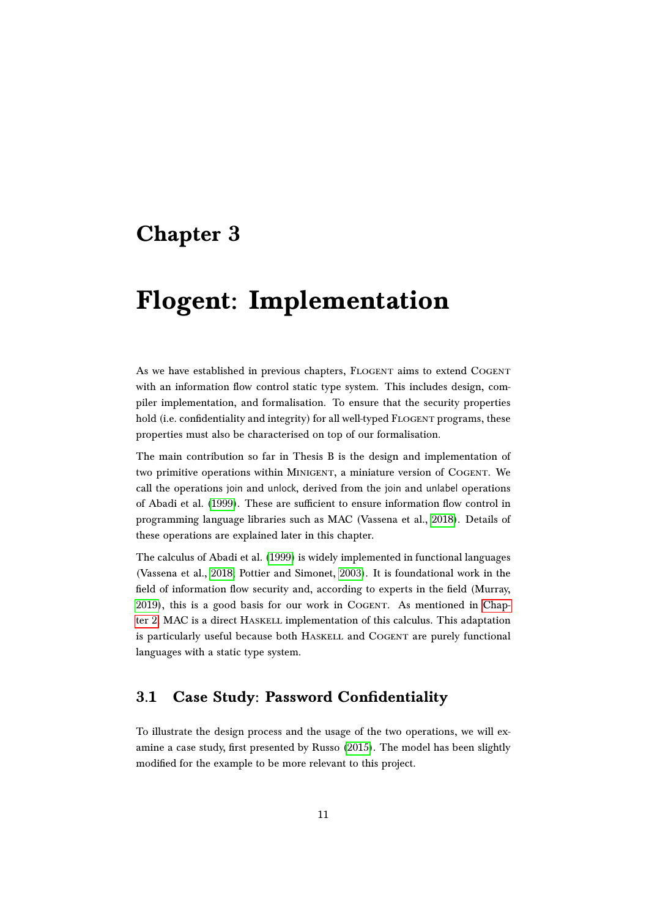# Chapter 3

# Flogent: Implementation

As we have established in previous chapters, FLOGENT aims to extend COGENT with an information flow control static type system. This includes design, compiler implementation, and formalisation. To ensure that the security properties hold (i.e. confidentiality and integrity) for all well-typed FLOGENT programs, these properties must also be characterised on top of our formalisation.

The main contribution so far in Thesis B is the design and implementation of two primitive operations within MINIGENT, a miniature version of COGENT. We call the operations join and unlock, derived from the join and unlabel operations of Abadi et al. (1999). These are sufficient to ensure information flow control in programming language libraries such as MAC (Vassena et al., 2018). Details of these operations are explained later in this chapter.

The calculus of Abadi et al. (1999) is widely implemented in functional languages (Vassena et al., 2018; Pottier and Simonet, 2003). It is foundational work in the field of information flow security and, according to experts in the field (Murray, 2019), this is a good basis for our work in COGENT. As mentioned in Chapter 2, MAC is a direct HASKELL implementation of this calculus. This adaptation is particularly useful because both HASKELL and COGENT are purely functional languages with a static type system.

## 3.1 Case Study: Password Confidentiality

To illustrate the design process and the usage of the two operations, we will examine a case study, first presented by Russo (2015). The model has been slightly modified for the example to be more relevant to this project.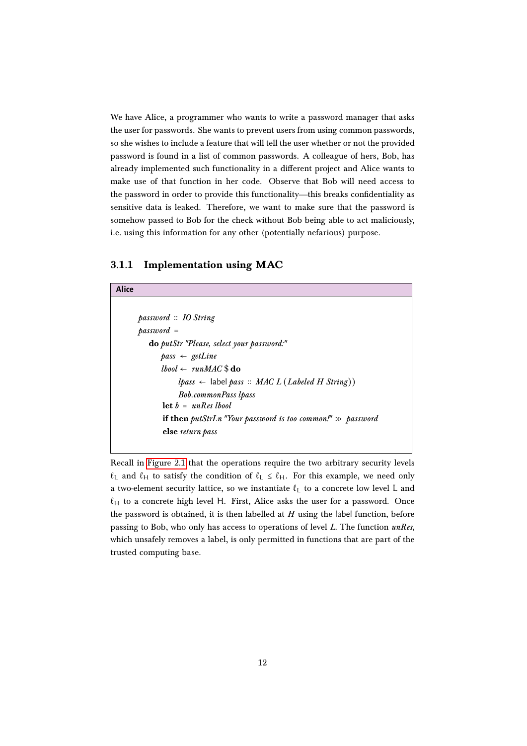We have Alice, a programmer who wants to write a password manager that asks the user for passwords. She wants to prevent users from using common passwords, so she wishes to include a feature that will tell the user whether or not the provided password is found in a list of common passwords. A colleague of hers, Bob, has already implemented such functionality in a different project and Alice wants to make use of that function in her code. Observe that Bob will need access to the password in order to provide this functionality—this breaks confidentiality as sensitive data is leaked. Therefore, we want to make sure that the password is somehow passed to Bob for the check without Bob being able to act maliciously, i.e. using this information for any other (potentially nefarious) purpose.

### 3.1.1 Implementation using MAC

**Alice**

```
password :: IO String
password =
  do putStr "Please, select your password:"
     pass ← getLine
     lbool ← runMAC $ do
        lpass ← label pass :: MAC L (Labeled H String))
        Bob.commonPass lpass
     let b = unRes lbool
     if then putStrLn "Your password is too common!" ≫ password
     else return pass
```

Recall in Figure 2.1 that the operations require the two arbitrary security levels $\ell_L$ and $\ell_H$ to satisfy the condition of $\ell_L \leq \ell_H$. For this example, we need only a two-element security lattice, so we instantiate $\ell_L$ to a concrete low level L and $\ell_H$ to a concrete high level H. First, Alice asks the user for a password. Once the password is obtained, it is then labelled at *H* using the label function, before passing to Bob, who only has access to operations of level *L*. The function *unRes*, which unsafely removes a label, is only permitted in functions that are part of the trusted computing base.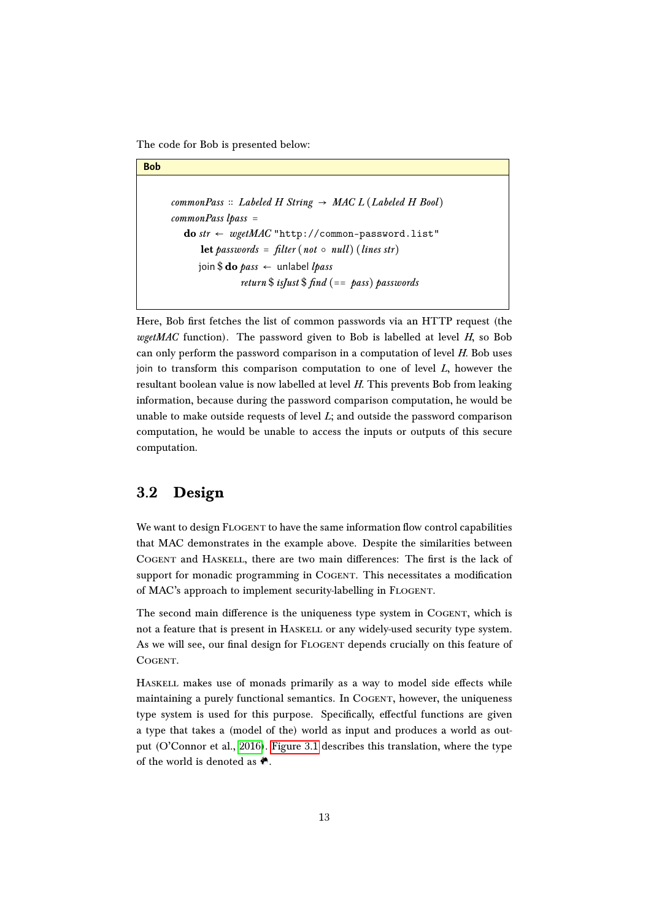The code for Bob is presented below:

**Bob**

```
commonPass :: Labeled H String → MAC L (Labeled H Bool)
commonPass lpass =
  do str ← wgetMAC "http://common-password.list"
     let passwords = filter (not ∘ null) (lines str)
     join $ do pass ← unlabel lpass
               return $ isJust $ find (== pass) passwords
```

Here, Bob first fetches the list of common passwords via an HTTP request (the *wgetMAC* function). The password given to Bob is labelled at level $H$, so Bob can only perform the password comparison in a computation of level $H$. Bob uses join to transform this comparison computation to one of level $L$, however the resultant boolean value is now labelled at level $H$. This prevents Bob from leaking information, because during the password comparison computation, he would be unable to make outside requests of level $L$; and outside the password comparison computation, he would be unable to access the inputs or outputs of this secure computation.

## 3.2 Design

We want to design FLOGENT to have the same information flow control capabilities that MAC demonstrates in the example above. Despite the similarities between COGENT and HASKELL, there are two main differences: The first is the lack of support for monadic programming in COGENT. This necessitates a modification of MAC's approach to implement security-labelling in FLOGENT.

The second main difference is the uniqueness type system in COGENT, which is not a feature that is present in HASKELL or any widely-used security type system. As we will see, our final design for FLOGENT depends crucially on this feature of COGENT.

HASKELL makes use of monads primarily as a way to model side effects while maintaining a purely functional semantics. In COGENT, however, the uniqueness type system is used for this purpose. Specifically, effectful functions are given a type that takes a (model of the) world as input and produces a world as output (O'Connor et al., 2016). Figure 3.1 describes this translation, where the type of the world is denoted as 🌍.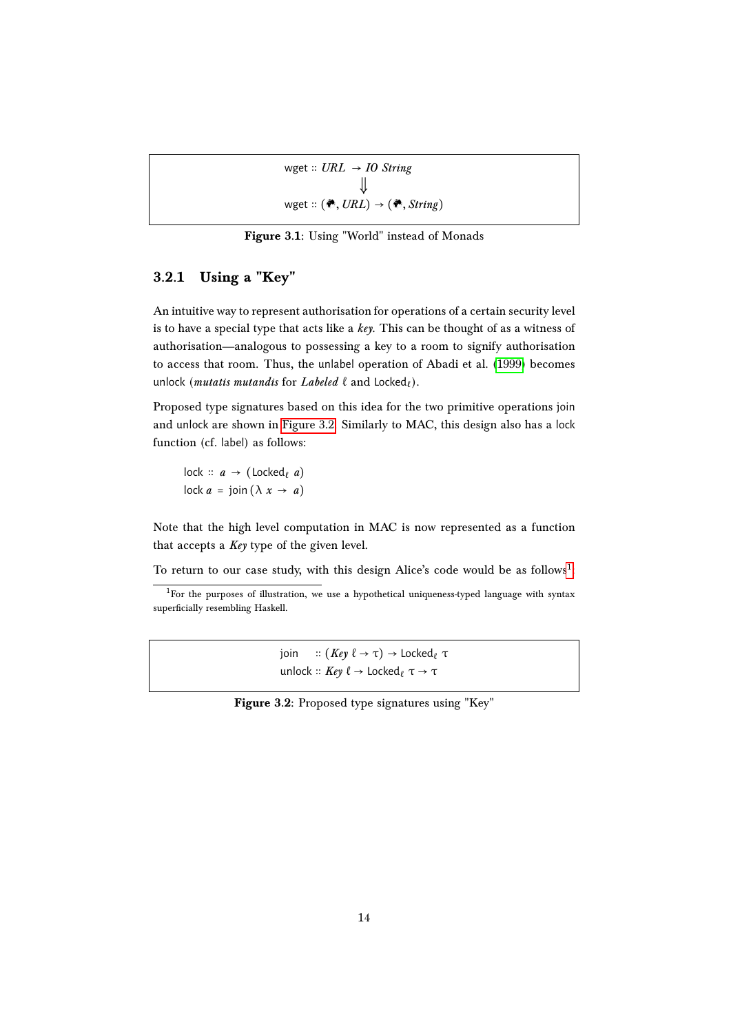```
wget :: URL → IO String
        ⇓
wget :: (🌍, URL) → (🌍, String)
```

**Figure 3.1**: Using "World" instead of Monads

### 3.2.1 Using a "Key"

An intuitive way to represent authorisation for operations of a certain security level is to have a special type that acts like a *key*. This can be thought of as a witness of authorisation—analogous to possessing a key to a room to signify authorisation to access that room. Thus, the unlabel operation of Abadi et al. (1999) becomes unlock (*mutatis mutandis* for *Labeled* $\ell$ and $\text{Locked}_\ell$).

Proposed type signatures based on this idea for the two primitive operations join and unlock are shown in Figure 3.2. Similarly to MAC, this design also has a lock function (cf. label) as follows:

```
lock :: a → (Locked_ℓ a)
lock a = join (λ x → a)
```

Note that the high level computation in MAC is now represented as a function that accepts a *Key* type of the given level.

To return to our case study, with this design Alice's code would be as follows[1].

[1] For the purposes of illustration, we use a hypothetical uniqueness-typed language with syntax superficially resembling Haskell.

```
join   :: (Key ℓ → τ) → Locked_ℓ τ
unlock :: Key ℓ → Locked_ℓ τ → τ
```

**Figure 3.2**: Proposed type signatures using "Key"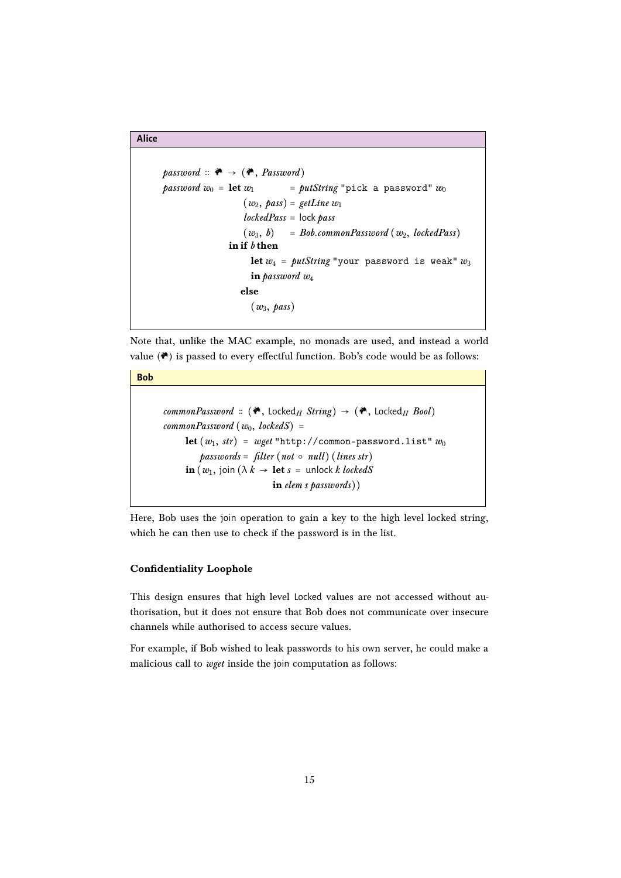**Alice**

```
password :: 🌍 → (🌍, Password)
password w0 = let w1          = putString "pick a password" w0
                  (w2, pass) = getLine w1
                  lockedPass = lock pass
                  (w3, b)    = Bob.commonPassword (w2, lockedPass)
              in if b then
                   let w4 = putString "your password is weak" w3
                   in password w4
                 else
                   (w3, pass)
```

Note that, unlike the MAC example, no monads are used, and instead a world value (🌍) is passed to every effectful function. Bob's code would be as follows:

**Bob**

```
commonPassword :: (🌍, Locked_H String) → (🌍, Locked_H Bool)
commonPassword (w0, lockedS) =
    let (w1, str) = wget "http://common-password.list" w0
        passwords = filter (not ∘ null) (lines str)
    in (w1, join (λ k → let s = unlock k lockedS
                        in elem s passwords))
```

Here, Bob uses the join operation to gain a key to the high level locked string, which he can then use to check if the password is in the list.

### Confidentiality Loophole

This design ensures that high level Locked values are not accessed without authorisation, but it does not ensure that Bob does not communicate over insecure channels while authorised to access secure values.

For example, if Bob wished to leak passwords to his own server, he could make a malicious call to *wget* inside the join computation as follows: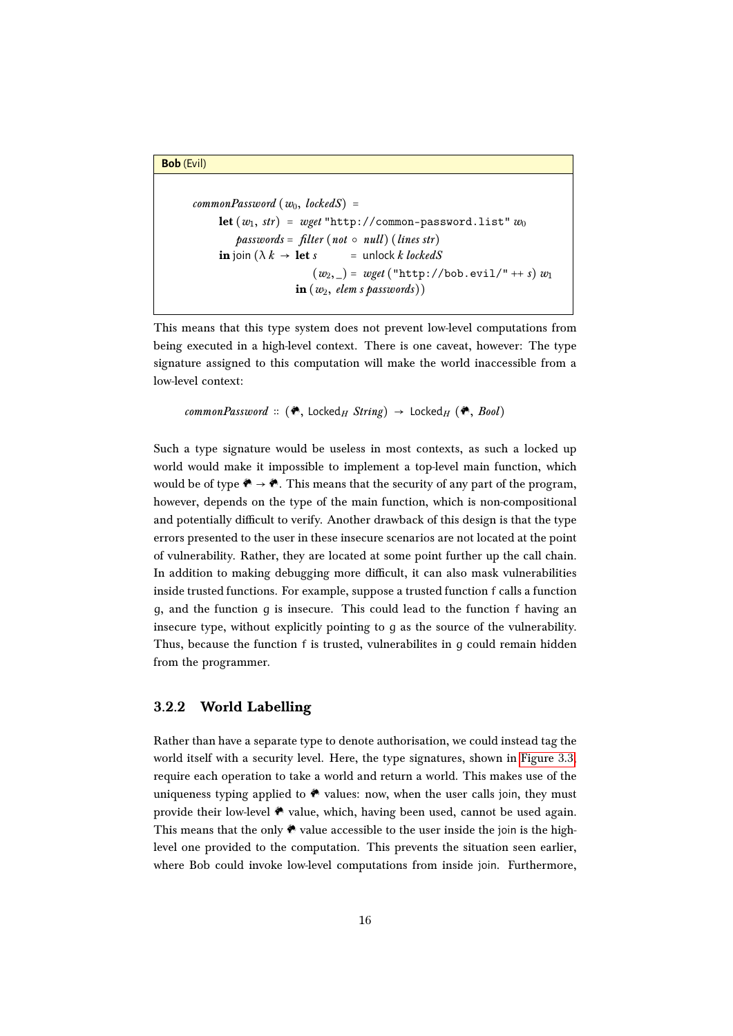**Bob** (Evil)

```
commonPassword (w0, lockedS) =
    let (w1, str) = wget "http://common-password.list" w0
        passwords = filter (not ∘ null) (lines str)
    in join (λ k → let s       = unlock k lockedS
                       (w2, _) = wget ("http://bob.evil/" ++ s) w1
                   in (w2, elem s passwords))
```

This means that this type system does not prevent low-level computations from being executed in a high-level context. There is one caveat, however: The type signature assigned to this computation will make the world inaccessible from a low-level context:

$$commonPassword :: (🌍, \mathsf{Locked}_H\ String) \rightarrow \mathsf{Locked}_H\ (🌍, Bool)$$

Such a type signature would be useless in most contexts, as such a locked up world would make it impossible to implement a top-level main function, which would be of type 🌍 → 🌍. This means that the security of any part of the program, however, depends on the type of the main function, which is non-compositional and potentially difficult to verify. Another drawback of this design is that the type errors presented to the user in these insecure scenarios are not located at the point of vulnerability. Rather, they are located at some point further up the call chain. In addition to making debugging more difficult, it can also mask vulnerabilities inside trusted functions. For example, suppose a trusted function f calls a function g, and the function g is insecure. This could lead to the function f having an insecure type, without explicitly pointing to g as the source of the vulnerability. Thus, because the function f is trusted, vulnerabilites in g could remain hidden from the programmer.

### 3.2.2 World Labelling

Rather than have a separate type to denote authorisation, we could instead tag the world itself with a security level. Here, the type signatures, shown in Figure 3.3, require each operation to take a world and return a world. This makes use of the uniqueness typing applied to 🌍 values: now, when the user calls join, they must provide their low-level 🌍 value, which, having been used, cannot be used again. This means that the only 🌍 value accessible to the user inside the join is the high-level one provided to the computation. This prevents the situation seen earlier, where Bob could invoke low-level computations from inside join. Furthermore,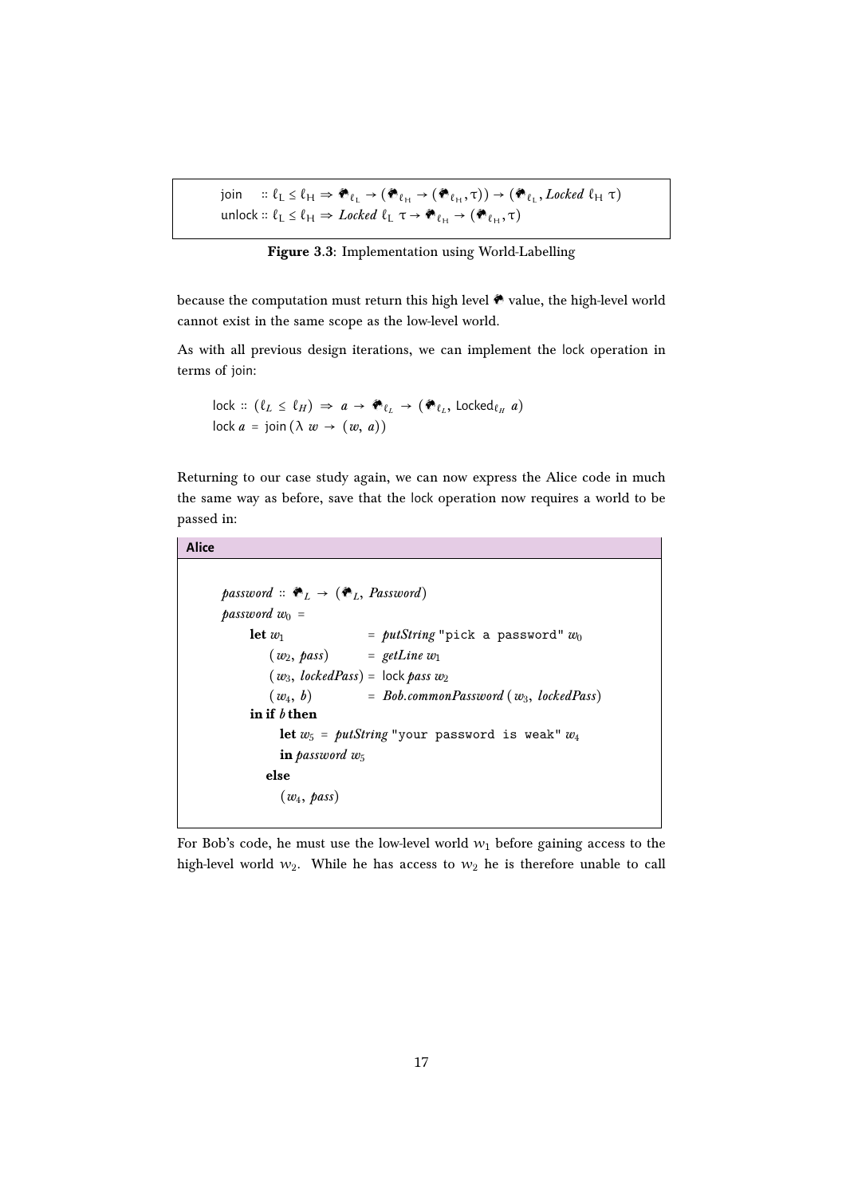```
join   :: ℓL ≤ ℓH ⇒ 🌍ℓL → (🌍ℓH → (🌍ℓH, τ)) → (🌍ℓL, Locked ℓH τ)
unlock :: ℓL ≤ ℓH ⇒ Locked ℓL τ → 🌍ℓH → (🌍ℓH, τ)
```

**Figure 3.3**: Implementation using World-Labelling

because the computation must return this high level 🌍 value, the high-level world cannot exist in the same scope as the low-level world.

As with all previous design iterations, we can implement the lock operation in terms of join:

```
lock :: (ℓL ≤ ℓH) ⇒ a → 🌍ℓL → (🌍ℓL, LockedℓH a)
lock a = join (λ w → (w, a))
```

Returning to our case study again, we can now express the Alice code in much the same way as before, save that the lock operation now requires a world to be passed in:

**Alice**

```
password :: 🌍L → (🌍L, Password)
password w0 =
    let w1                 = putString "pick a password" w0
        (w2, pass)         = getLine w1
        (w3, lockedPass)   = lock pass w2
        (w4, b)            = Bob.commonPassword (w3, lockedPass)
    in if b then
         let w5 = putString "your password is weak" w4
         in password w5
       else
         (w4, pass)
```

For Bob's code, he must use the low-level world $w_1$ before gaining access to the high-level world $w_2$. While he has access to $w_2$ he is therefore unable to call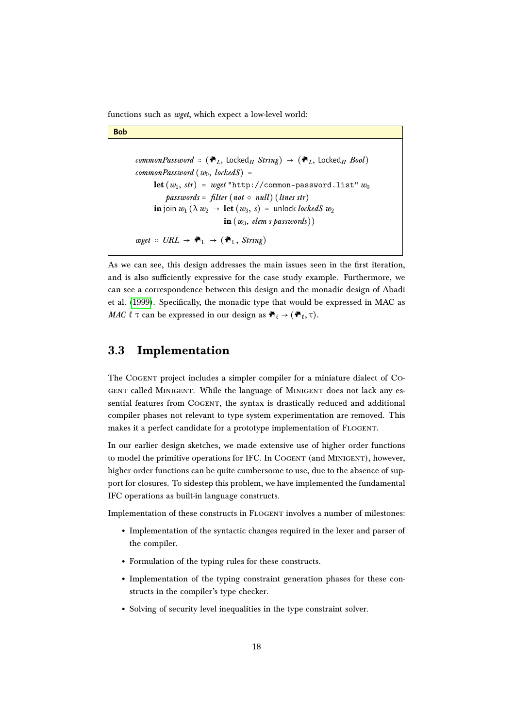functions such as *wget*, which expect a low-level world:

**Bob**

$$
\begin{array}{l}
\mathit{commonPassword} :: (🌍_L,\ \mathsf{Locked}_H\ \mathit{String}) \rightarrow (🌍_L,\ \mathsf{Locked}_H\ \mathit{Bool}) \\
\mathit{commonPassword}\ (w_0,\ \mathit{lockedS})\ = \\
\quad \mathbf{let}\ (w_1,\ \mathit{str})\ =\ \mathit{wget}\ \texttt{"http://common-password.list"}\ w_0 \\
\quad\quad \mathit{passwords} = \mathit{filter}\ (\mathit{not} \circ \mathit{null})\ (\mathit{lines}\ \mathit{str}) \\
\quad \mathbf{in}\ \mathsf{join}\ w_1\ (\lambda\ w_2\ \rightarrow\ \mathbf{let}\ (w_3,\ s)\ =\ \mathsf{unlock}\ \mathit{lockedS}\ w_2 \\
\quad\quad\quad\quad\quad\quad\quad\quad \mathbf{in}\ (w_3,\ \mathit{elem}\ s\ \mathit{passwords})) \\
\\
\mathit{wget} :: \mathit{URL} \rightarrow 🌍_{\mathrm{L}} \rightarrow (🌍_{\mathrm{L}},\ \mathit{String})
\end{array}
$$

As we can see, this design addresses the main issues seen in the first iteration, and is also sufficiently expressive for the case study example. Furthermore, we can see a correspondence between this design and the monadic design of Abadi et al. (1999). Specifically, the monadic type that would be expressed in MAC as $\mathit{MAC}\ \ell\ \tau$ can be expressed in our design as $🌍_\ell \rightarrow (🌍_\ell, \tau)$.

## 3.3 Implementation

The Cogent project includes a simpler compiler for a miniature dialect of Cogent called Minigent. While the language of Minigent does not lack any essential features from Cogent, the syntax is drastically reduced and additional compiler phases not relevant to type system experimentation are removed. This makes it a perfect candidate for a prototype implementation of Flogent.

In our earlier design sketches, we made extensive use of higher order functions to model the primitive operations for IFC. In Cogent (and Minigent), however, higher order functions can be quite cumbersome to use, due to the absence of support for closures. To sidestep this problem, we have implemented the fundamental IFC operations as built-in language constructs.

Implementation of these constructs in Flogent involves a number of milestones:

- Implementation of the syntactic changes required in the lexer and parser of the compiler.
- Formulation of the typing rules for these constructs.
- Implementation of the typing constraint generation phases for these constructs in the compiler's type checker.
- Solving of security level inequalities in the type constraint solver.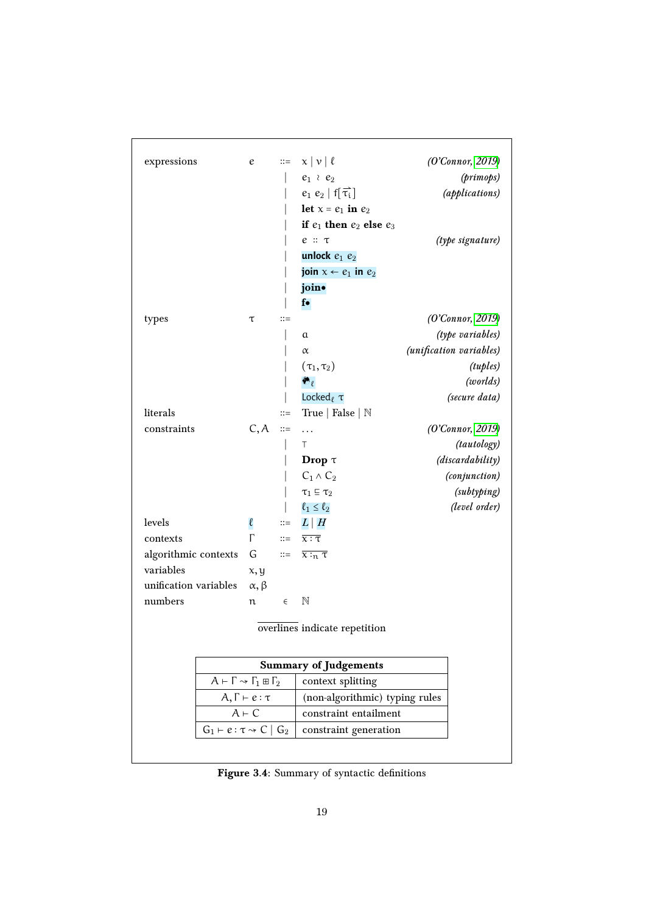| | | | | |
|---|---|---|---|---|
| expressions | $e$ | $::=$ | $x \mid v \mid \ell$ | *(O'Connor, 2019)* |
| | | $\mid$ | $e_1 \wr e_2$ | *(primops)* |
| | | $\mid$ | $e_1\ e_2 \mid f[\overrightarrow{\tau_i}]$ | *(applications)* |
| | | $\mid$ | $\textbf{let}\ x = e_1\ \textbf{in}\ e_2$ | |
| | | $\mid$ | $\textbf{if}\ e_1\ \textbf{then}\ e_2\ \textbf{else}\ e_3$ | |
| | | $\mid$ | $e :: \tau$ | *(type signature)* |
| | | $\mid$ | $\textbf{unlock}\ e_1\ e_2$ | |
| | | $\mid$ | $\textbf{join}\ x \leftarrow e_1\ \textbf{in}\ e_2$ | |
| | | $\mid$ | $\textbf{join}\bullet$ | |
| | | $\mid$ | $\textbf{f}\bullet$ | |
| types | $\tau$ | $::=$ | | *(O'Connor, 2019)* |
| | | $\mid$ | $a$ | *(type variables)* |
| | | $\mid$ | $\alpha$ | *(unification variables)* |
| | | $\mid$ | $(\tau_1, \tau_2)$ | *(tuples)* |
| | | $\mid$ | 🌍$_\ell$ | *(worlds)* |
| | | $\mid$ | $\mathsf{Locked}_\ell\ \tau$ | *(secure data)* |
| literals | | $::=$ | True $\mid$ False $\mid$ $\mathbb{N}$ | |
| constraints | $C, A$ | $::=$ | $\ldots$ | *(O'Connor, 2019)* |
| | | $\mid$ | $\top$ | *(tautology)* |
| | | $\mid$ | $\textbf{Drop}\ \tau$ | *(discardability)* |
| | | $\mid$ | $C_1 \wedge C_2$ | *(conjunction)* |
| | | $\mid$ | $\tau_1 \sqsubseteq \tau_2$ | *(subtyping)* |
| | | $\mid$ | $\ell_1 \leq \ell_2$ | *(level order)* |
| levels | $\ell$ | $::=$ | $L \mid H$ | |
| contexts | $\Gamma$ | $::=$ | $\overline{x : \tau}$ | |
| algorithmic contexts | $G$ | $::=$ | $\overline{x :_n \tau}$ | |
| variables | $x, y$ | | | |
| unification variables | $\alpha, \beta$ | | | |
| numbers | $n$ | $\in$ | $\mathbb{N}$ | |

$\overline{\text{overlines}}$ indicate repetition

| Summary of Judgements | |
|---|---|
| $A \vdash \Gamma \rightsquigarrow \Gamma_1 \boxplus \Gamma_2$ | context splitting |
| $A, \Gamma \vdash e : \tau$ | (non-algorithmic) typing rules |
| $A \vdash C$ | constraint entailment |
| $G_1 \vdash e : \tau \rightsquigarrow C \mid G_2$ | constraint generation |

**Figure 3.4**: Summary of syntactic definitions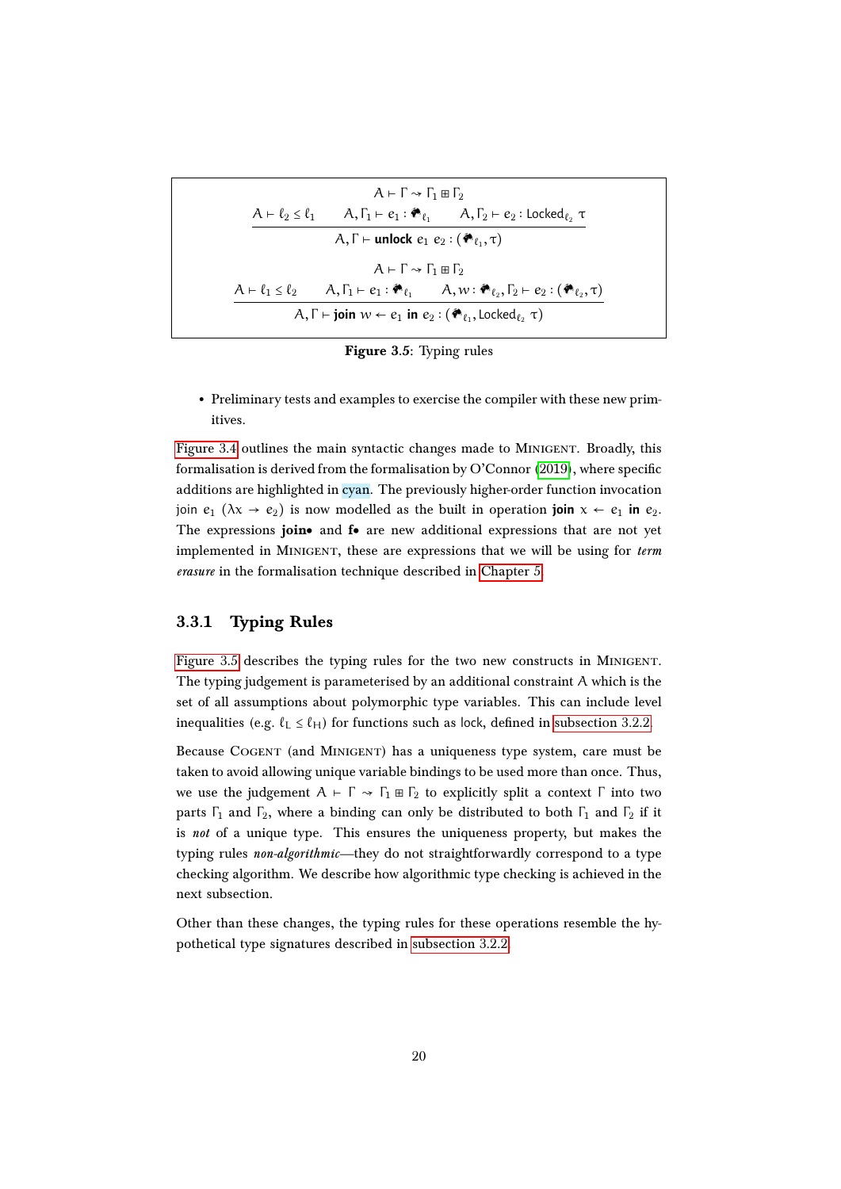$$\frac{A \vdash \Gamma \rightsquigarrow \Gamma_1 \boxplus \Gamma_2 \qquad A \vdash \ell_2 \leq \ell_1 \qquad A, \Gamma_1 \vdash e_1 : 🌍_{\ell_1} \qquad A, \Gamma_2 \vdash e_2 : \mathsf{Locked}_{\ell_2}\ \tau}{A, \Gamma \vdash \textbf{unlock}\ e_1\ e_2 : (🌍_{\ell_1}, \tau)}$$

$$\frac{A \vdash \Gamma \rightsquigarrow \Gamma_1 \boxplus \Gamma_2 \qquad A \vdash \ell_1 \leq \ell_2 \qquad A, \Gamma_1 \vdash e_1 : 🌍_{\ell_1} \qquad A, w : 🌍_{\ell_2}, \Gamma_2 \vdash e_2 : (🌍_{\ell_2}, \tau)}{A, \Gamma \vdash \textbf{join}\ w \leftarrow e_1\ \textbf{in}\ e_2 : (🌍_{\ell_1}, \mathsf{Locked}_{\ell_2}\ \tau)}$$

**Figure 3.5**: Typing rules

- Preliminary tests and examples to exercise the compiler with these new primitives.

Figure 3.4 outlines the main syntactic changes made to MiniGent. Broadly, this formalisation is derived from the formalisation by O'Connor (2019), where specific additions are highlighted in cyan. The previously higher-order function invocation join $e_1$ $(\lambda x \rightarrow e_2)$ is now modelled as the built in operation **join** $x \leftarrow e_1$ **in** $e_2$. The expressions **join•** and **f•** are new additional expressions that are not yet implemented in MiniGent, these are expressions that we will be using for *term erasure* in the formalisation technique described in Chapter 5.

### 3.3.1 Typing Rules

Figure 3.5 describes the typing rules for the two new constructs in MiniGent. The typing judgement is parameterised by an additional constraint $A$ which is the set of all assumptions about polymorphic type variables. This can include level inequalities (e.g. $\ell_L \leq \ell_H$) for functions such as lock, defined in subsection 3.2.2.

Because Cogent (and MiniGent) has a uniqueness type system, care must be taken to avoid allowing unique variable bindings to be used more than once. Thus, we use the judgement $A \vdash \Gamma \rightsquigarrow \Gamma_1 \boxplus \Gamma_2$ to explicitly split a context $\Gamma$ into two parts $\Gamma_1$ and $\Gamma_2$, where a binding can only be distributed to both $\Gamma_1$ and $\Gamma_2$ if it is *not* of a unique type. This ensures the uniqueness property, but makes the typing rules *non-algorithmic*—they do not straightforwardly correspond to a type checking algorithm. We describe how algorithmic type checking is achieved in the next subsection.

Other than these changes, the typing rules for these operations resemble the hypothetical type signatures described in subsection 3.2.2.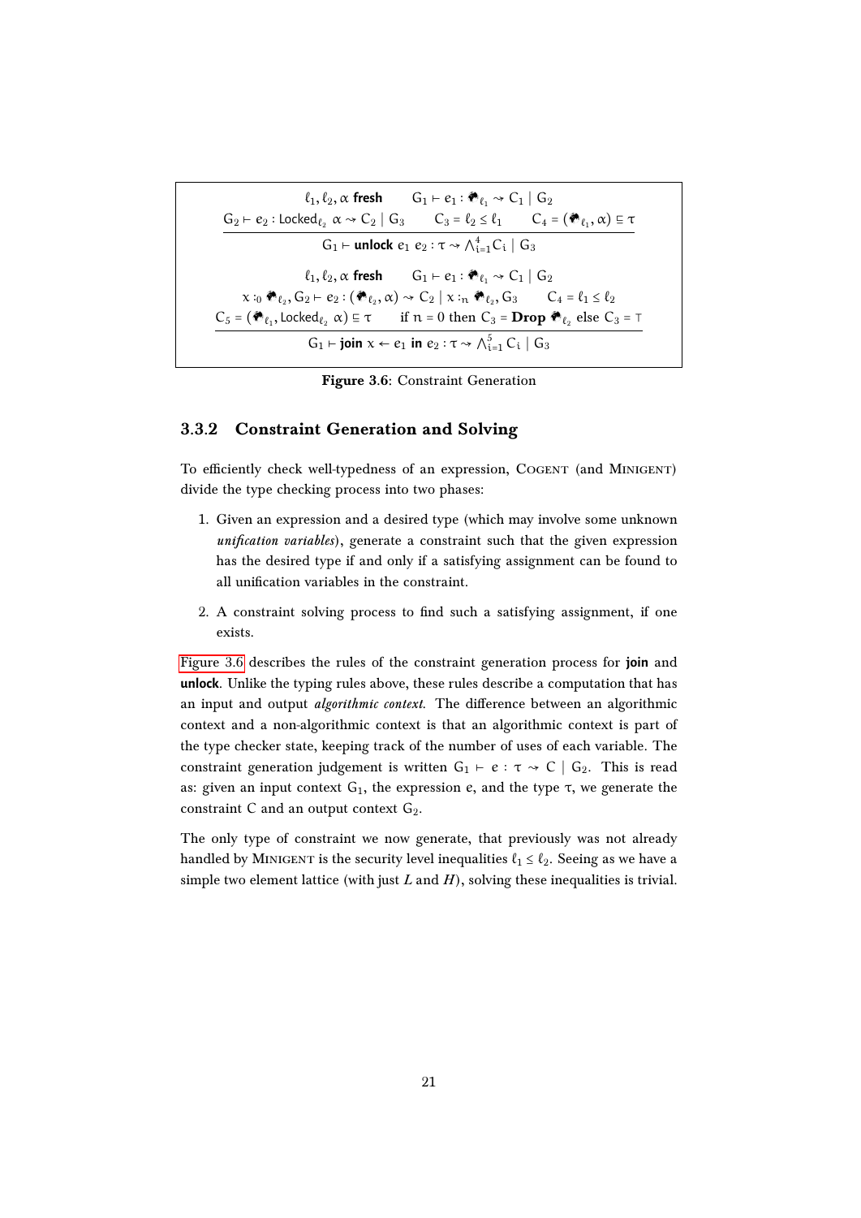$$\frac{\ell_1, \ell_2, \alpha \textbf{ fresh} \qquad G_1 \vdash e_1 : 🌍_{\ell_1} \rightsquigarrow C_1 \mid G_2 \qquad G_2 \vdash e_2 : \mathsf{Locked}_{\ell_2}\ \alpha \rightsquigarrow C_2 \mid G_3 \qquad C_3 = \ell_2 \leq \ell_1 \qquad C_4 = (🌍_{\ell_1}, \alpha) \sqsubseteq \tau}{G_1 \vdash \textbf{unlock } e_1\ e_2 : \tau \rightsquigarrow \bigwedge_{i=1}^{4} C_i \mid G_3}$$

$$\frac{\ell_1, \ell_2, \alpha \textbf{ fresh} \qquad G_1 \vdash e_1 : 🌍_{\ell_1} \rightsquigarrow C_1 \mid G_2 \qquad x :_0 🌍_{\ell_2}, G_2 \vdash e_2 : (🌍_{\ell_2}, \alpha) \rightsquigarrow C_2 \mid x :_n 🌍_{\ell_2}, G_3 \qquad C_4 = \ell_1 \leq \ell_2 \qquad C_5 = (🌍_{\ell_1}, \mathsf{Locked}_{\ell_2}\ \alpha) \sqsubseteq \tau \qquad \text{if } n = 0 \text{ then } C_3 = \textbf{Drop } 🌍_{\ell_2} \text{ else } C_3 = \top}{G_1 \vdash \textbf{join } x \leftarrow e_1 \textbf{ in } e_2 : \tau \rightsquigarrow \bigwedge_{i=1}^{5} C_i \mid G_3}$$

**Figure 3.6**: Constraint Generation

### 3.3.2 Constraint Generation and Solving

To efficiently check well-typedness of an expression, COGENT (and MINIGENT) divide the type checking process into two phases:

1. Given an expression and a desired type (which may involve some unknown *unification variables*), generate a constraint such that the given expression has the desired type if and only if a satisfying assignment can be found to all unification variables in the constraint.
2. A constraint solving process to find such a satisfying assignment, if one exists.

Figure 3.6 describes the rules of the constraint generation process for **join** and **unlock**. Unlike the typing rules above, these rules describe a computation that has an input and output *algorithmic context*. The difference between an algorithmic context and a non-algorithmic context is that an algorithmic context is part of the type checker state, keeping track of the number of uses of each variable. The constraint generation judgement is written $G_1 \vdash e : \tau \rightsquigarrow C \mid G_2$. This is read as: given an input context $G_1$, the expression $e$, and the type $\tau$, we generate the constraint $C$ and an output context $G_2$.

The only type of constraint we now generate, that previously was not already handled by MINIGENT is the security level inequalities $\ell_1 \leq \ell_2$. Seeing as we have a simple two element lattice (with just $L$ and $H$), solving these inequalities is trivial.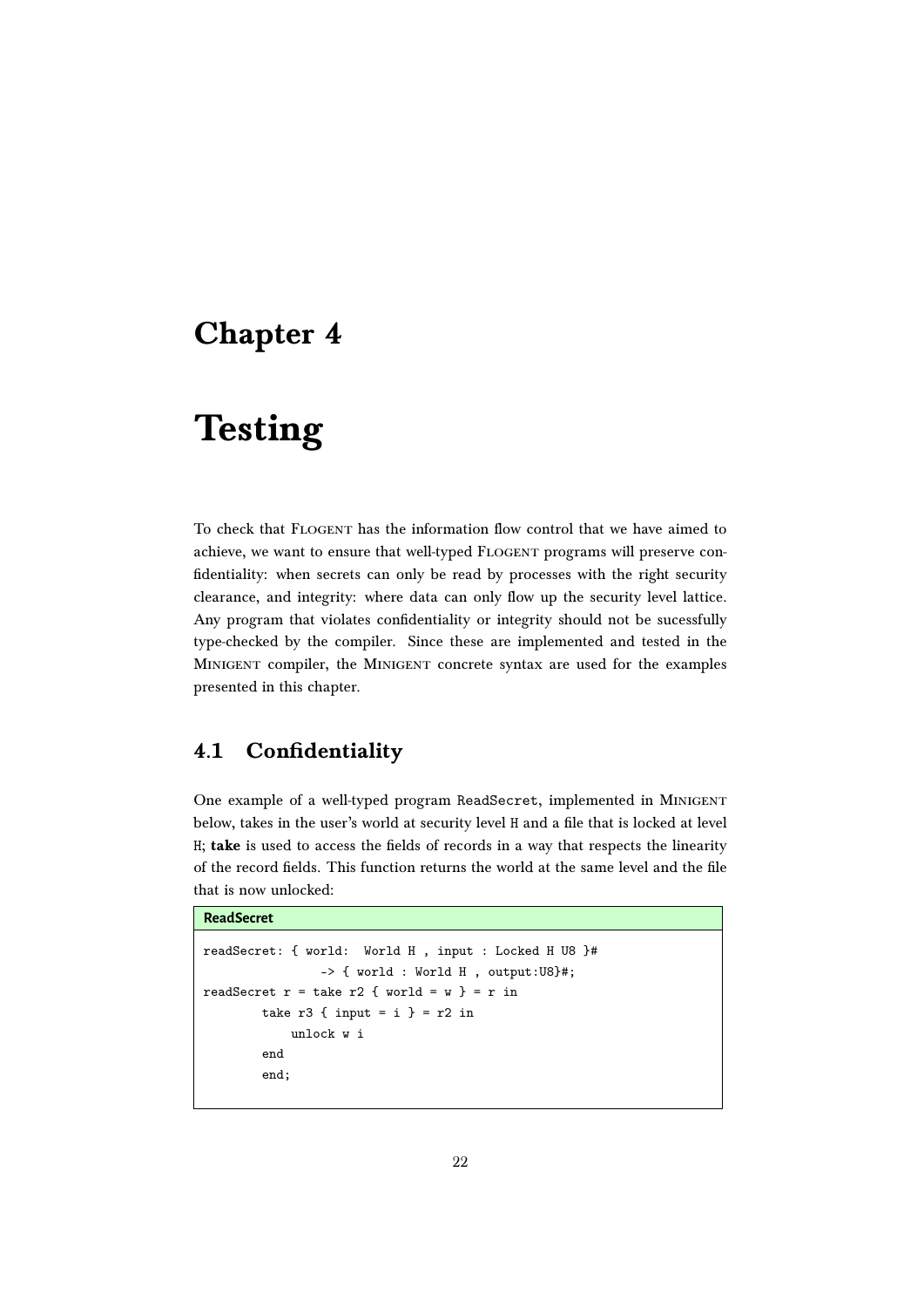# Chapter 4

# Testing

To check that FLOGENT has the information flow control that we have aimed to achieve, we want to ensure that well-typed FLOGENT programs will preserve confidentiality: when secrets can only be read by processes with the right security clearance, and integrity: where data can only flow up the security level lattice. Any program that violates confidentiality or integrity should not be sucessfully type-checked by the compiler. Since these are implemented and tested in the MINIGENT compiler, the MINIGENT concrete syntax are used for the examples presented in this chapter.

## 4.1 Confidentiality

One example of a well-typed program ReadSecret, implemented in MINIGENT below, takes in the user's world at security level H and a file that is locked at level H; **take** is used to access the fields of records in a way that respects the linearity of the record fields. This function returns the world at the same level and the file that is now unlocked:

**ReadSecret**

```
readSecret: { world:  World H , input : Locked H U8 }#
               -> { world : World H , output:U8}#;
readSecret r = take r2 { world = w } = r in
        take r3 { input = i } = r2 in
            unlock w i
        end
        end;
```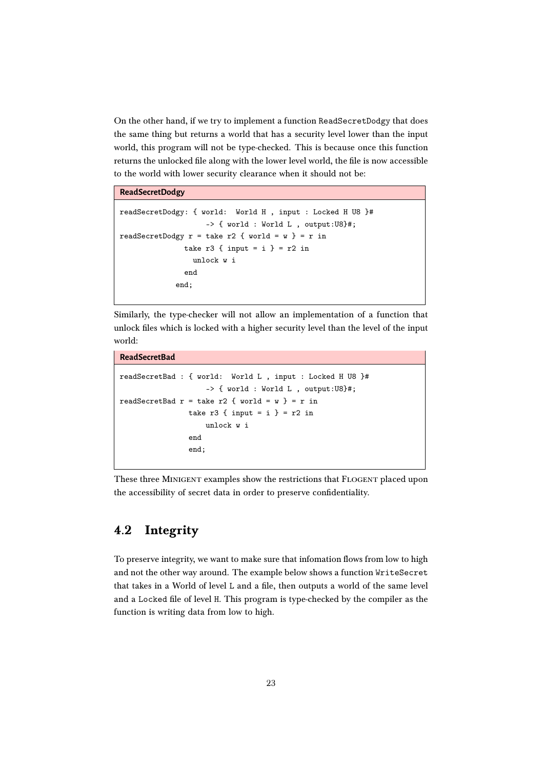On the other hand, if we try to implement a function ReadSecretDodgy that does the same thing but returns a world that has a security level lower than the input world, this program will not be type-checked. This is because once this function returns the unlocked file along with the lower level world, the file is now accessible to the world with lower security clearance when it should not be:

**ReadSecretDodgy**

```
readSecretDodgy: { world:  World H , input : Locked H U8 }#
                   -> { world : World L , output:U8}#;
readSecretDodgy r = take r2 { world = w } = r in
               take r3 { input = i } = r2 in
                 unlock w i
               end
             end;
```

Similarly, the type-checker will not allow an implementation of a function that unlock files which is locked with a higher security level than the level of the input world:

**ReadSecretBad**

```
readSecretBad : { world:  World L , input : Locked H U8 }#
                   -> { world : World L , output:U8}#;
readSecretBad r = take r2 { world = w } = r in
                take r3 { input = i } = r2 in
                    unlock w i
                end
                end;
```

These three MINIGENT examples show the restrictions that FLOGENT placed upon the accessibility of secret data in order to preserve confidentiality.

## 4.2 Integrity

To preserve integrity, we want to make sure that infomation flows from low to high and not the other way around. The example below shows a function WriteSecret that takes in a World of level L and a file, then outputs a world of the same level and a Locked file of level H. This program is type-checked by the compiler as the function is writing data from low to high.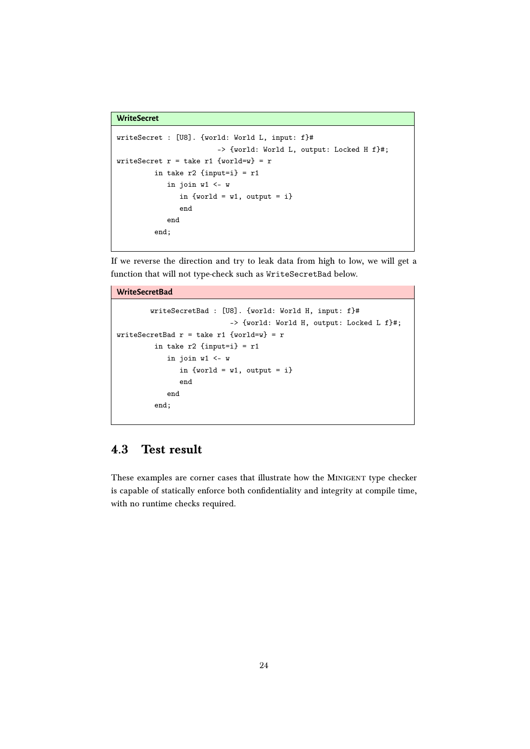**WriteSecret**

```
writeSecret : [U8]. {world: World L, input: f}#
                    -> {world: World L, output: Locked H f}#;
writeSecret r = take r1 {world=w} = r
         in take r2 {input=i} = r1
            in join w1 <- w
               in {world = w1, output = i}
               end
            end
         end;
```

If we reverse the direction and try to leak data from high to low, we will get a function that will not type-check such as WriteSecretBad below.

**WriteSecretBad**

```
        writeSecretBad : [U8]. {world: World H, input: f}#
                           -> {world: World H, output: Locked L f}#;
writeSecretBad r = take r1 {world=w} = r
         in take r2 {input=i} = r1
            in join w1 <- w
               in {world = w1, output = i}
               end
            end
         end;
```

## 4.3 Test result

These examples are corner cases that illustrate how the MINIGENT type checker is capable of statically enforce both confidentiality and integrity at compile time, with no runtime checks required.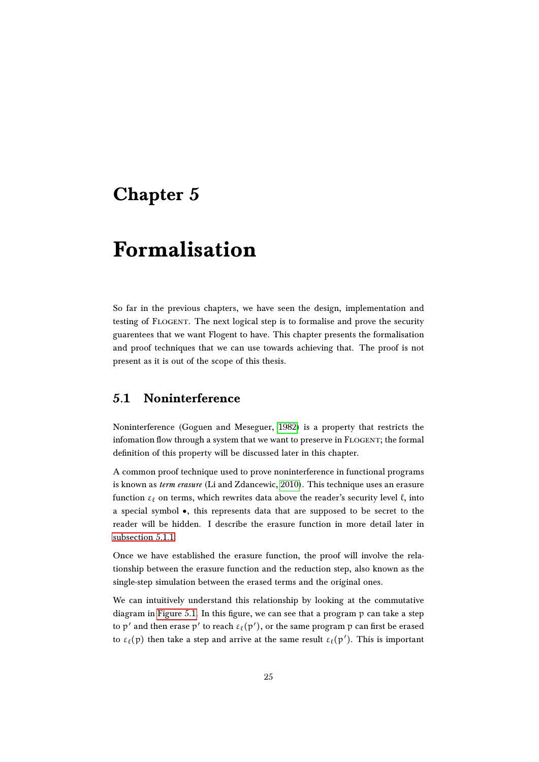# Chapter 5

# Formalisation

So far in the previous chapters, we have seen the design, implementation and testing of FLOGENT. The next logical step is to formalise and prove the security guarentees that we want Flogent to have. This chapter presents the formalisation and proof techniques that we can use towards achieving that. The proof is not present as it is out of the scope of this thesis.

## 5.1 Noninterference

Noninterference (Goguen and Meseguer, 1982) is a property that restricts the infomation flow through a system that we want to preserve in FLOGENT; the formal definition of this property will be discussed later in this chapter.

A common proof technique used to prove noninterference in functional programs is known as *term erasure* (Li and Zdancewic, 2010). This technique uses an erasure function $\varepsilon_\ell$ on terms, which rewrites data above the reader's security level $\ell$, into a special symbol $\bullet$, this represents data that are supposed to be secret to the reader will be hidden. I describe the erasure function in more detail later in subsection 5.1.1.

Once we have established the erasure function, the proof will involve the relationship between the erasure function and the reduction step, also known as the single-step simulation between the erased terms and the original ones.

We can intuitively understand this relationship by looking at the commutative diagram in Figure 5.1. In this figure, we can see that a program $\mathrm{p}$ can take a step to $\mathrm{p}'$ and then erase $\mathrm{p}'$ to reach $\varepsilon_\ell(\mathrm{p}')$, or the same program $\mathrm{p}$ can first be erased to $\varepsilon_\ell(\mathrm{p})$ then take a step and arrive at the same result $\varepsilon_\ell(\mathrm{p}')$. This is important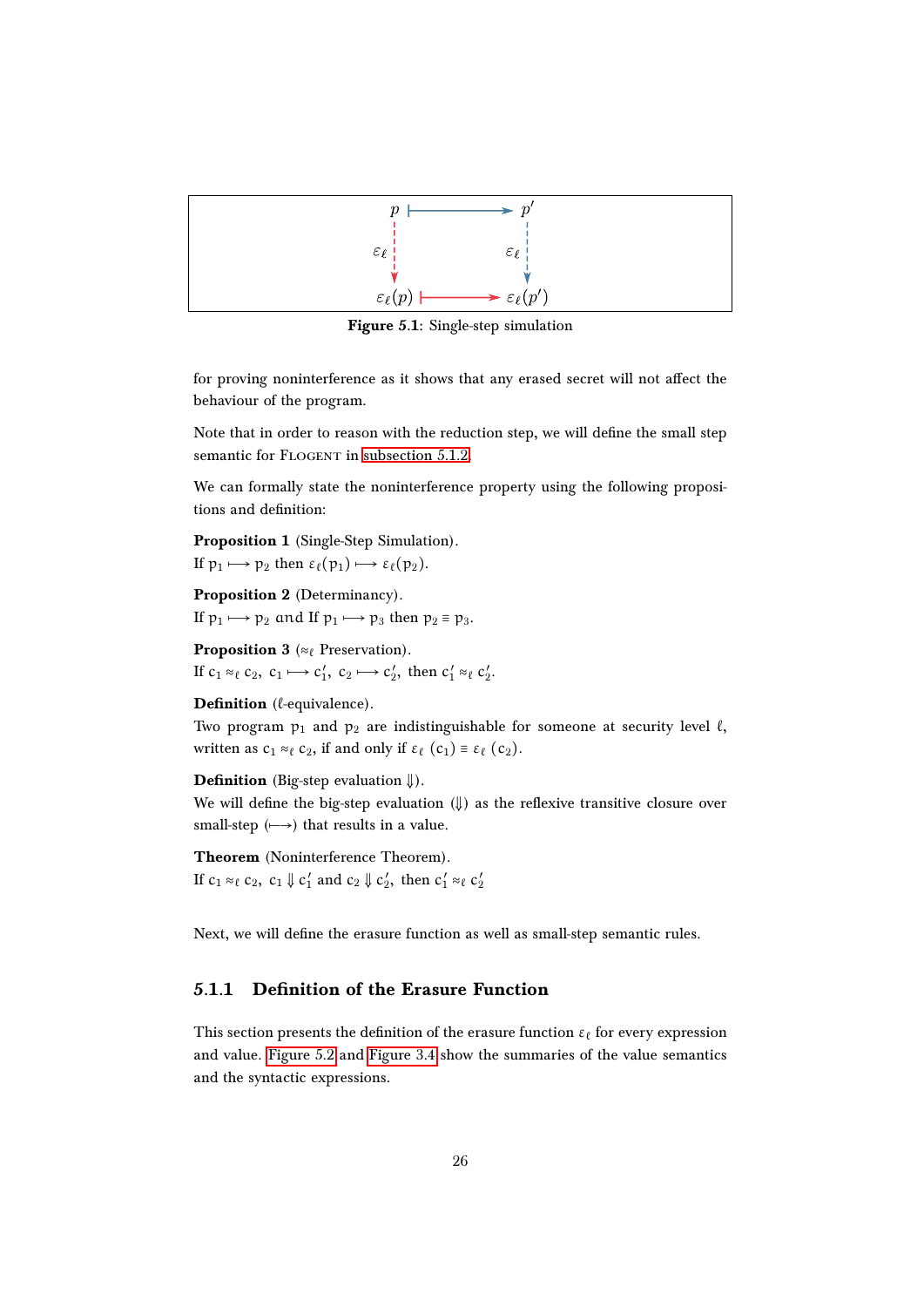$$
\begin{array}{ccc}
p & \longmapsto & p' \\
\Big\downarrow \varepsilon_\ell & & \Big\downarrow \varepsilon_\ell \\
\varepsilon_\ell(p) & \longmapsto & \varepsilon_\ell(p')
\end{array}
$$

**Figure 5.1**: Single-step simulation

for proving noninterference as it shows that any erased secret will not affect the behaviour of the program.

Note that in order to reason with the reduction step, we will define the small step semantic for FLOGENT in subsection 5.1.2.

We can formally state the noninterference property using the following propositions and definition:

**Proposition 1** (Single-Step Simulation).
If $p_1 \longmapsto p_2$ then $\varepsilon_\ell(p_1) \longmapsto \varepsilon_\ell(p_2)$.

**Proposition 2** (Determinancy).
If $p_1 \longmapsto p_2$ and If $p_1 \longmapsto p_3$ then $p_2 \equiv p_3$.

**Proposition 3** ($\approx_\ell$ Preservation).
If $c_1 \approx_\ell c_2$, $c_1 \longmapsto c_1'$, $c_2 \longmapsto c_2'$, then $c_1' \approx_\ell c_2'$.

**Definition** ($\ell$-equivalence).
Two program $p_1$ and $p_2$ are indistinguishable for someone at security level $\ell$, written as $c_1 \approx_\ell c_2$, if and only if $\varepsilon_\ell\ (c_1) \equiv \varepsilon_\ell\ (c_2)$.

**Definition** (Big-step evaluation $\Downarrow$).
We will define the big-step evaluation ($\Downarrow$) as the reflexive transitive closure over small-step ($\longmapsto$) that results in a value.

**Theorem** (Noninterference Theorem).
If $c_1 \approx_\ell c_2$, $c_1 \Downarrow c_1'$ and $c_2 \Downarrow c_2'$, then $c_1' \approx_\ell c_2'$

Next, we will define the erasure function as well as small-step semantic rules.

### 5.1.1 Definition of the Erasure Function

This section presents the definition of the erasure function $\varepsilon_\ell$ for every expression and value. Figure 5.2 and Figure 3.4 show the summaries of the value semantics and the syntactic expressions.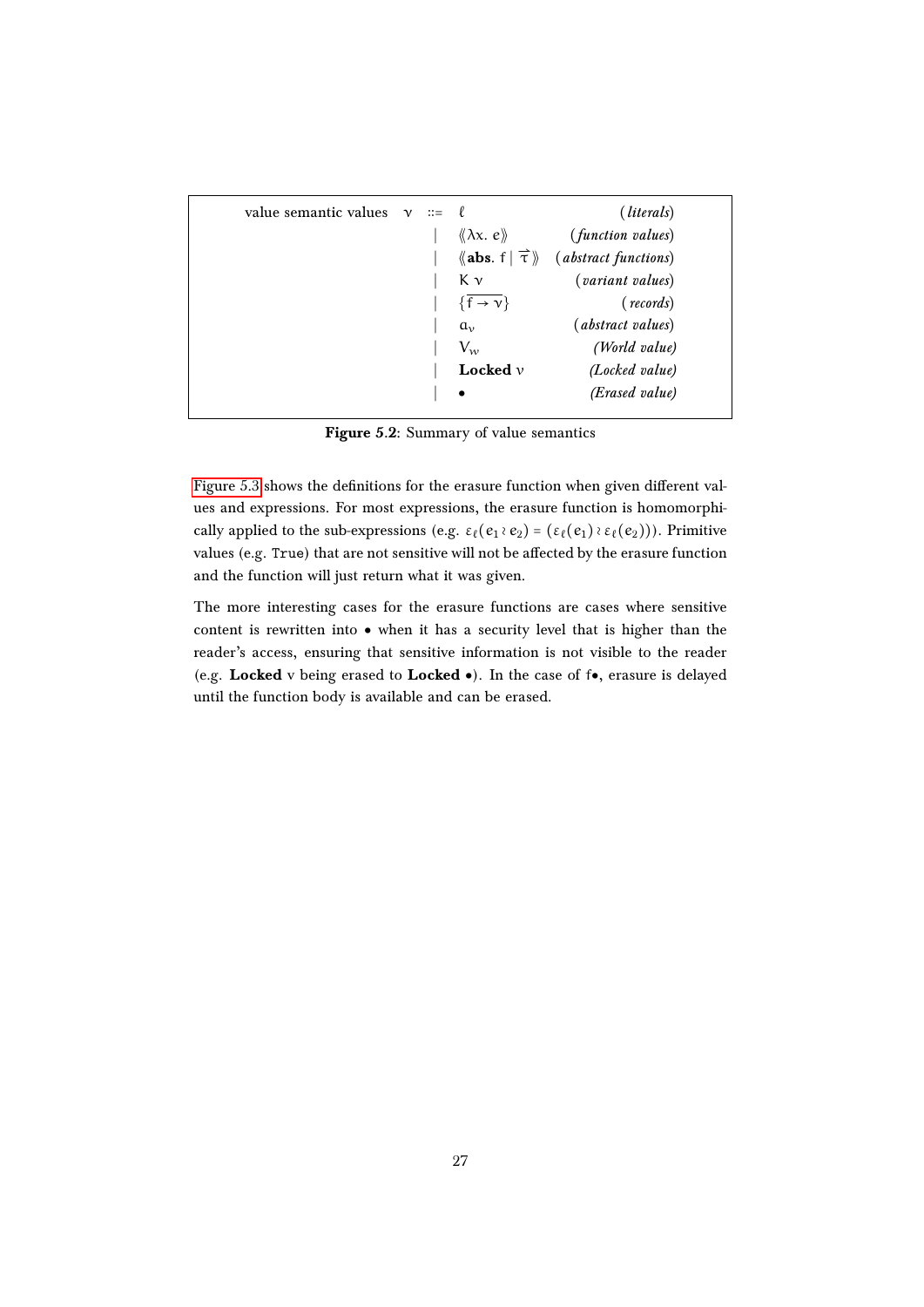| value semantic values | $v$ | ::= | $\ell$ | (*literals*) |
|---|---|---|---|---|
| | | \| | $\langle\!\langle \lambda x.\ e \rangle\!\rangle$ | (*function values*) |
| | | \| | $\langle\!\langle \textbf{abs}.\ f \mid \overrightarrow{\tau} \rangle\!\rangle$ | (*abstract functions*) |
| | | \| | $K\ v$ | (*variant values*) |
| | | \| | $\{\overline{f \to v}\}$ | (*records*) |
| | | \| | $a_v$ | (*abstract values*) |
| | | \| | $V_w$ | (*World value*) |
| | | \| | **Locked** $v$ | (*Locked value*) |
| | | \| | $\bullet$ | (*Erased value*) |

**Figure 5.2**: Summary of value semantics

Figure 5.3 shows the definitions for the erasure function when given different values and expressions. For most expressions, the erasure function is homomorphically applied to the sub-expressions (e.g. $\varepsilon_\ell(e_1 \wr e_2) = (\varepsilon_\ell(e_1) \wr \varepsilon_\ell(e_2))$). Primitive values (e.g. `True`) that are not sensitive will not be affected by the erasure function and the function will just return what it was given.

The more interesting cases for the erasure functions are cases where sensitive content is rewritten into $\bullet$ when it has a security level that is higher than the reader's access, ensuring that sensitive information is not visible to the reader (e.g. **Locked** $v$ being erased to **Locked** $\bullet$). In the case of $f\bullet$, erasure is delayed until the function body is available and can be erased.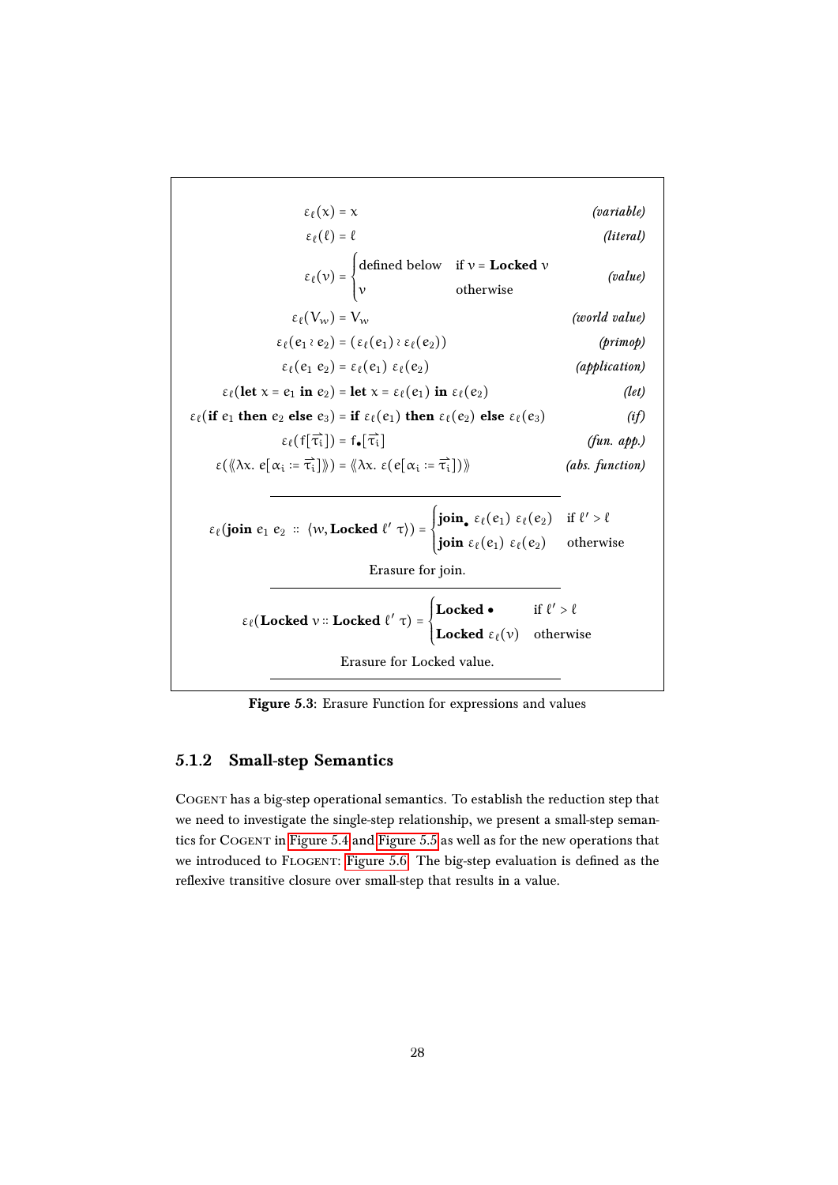$$\varepsilon_\ell(x) = x \qquad \textit{(variable)}$$

$$\varepsilon_\ell(\ell) = \ell \qquad \textit{(literal)}$$

$$\varepsilon_\ell(v) = \begin{cases} \text{defined below} & \text{if } v = \textbf{Locked } v \\ v & \text{otherwise} \end{cases} \qquad \textit{(value)}$$

$$\varepsilon_\ell(V_w) = V_w \qquad \textit{(world value)}$$

$$\varepsilon_\ell(e_1 \wr e_2) = (\varepsilon_\ell(e_1) \wr \varepsilon_\ell(e_2)) \qquad \textit{(primop)}$$

$$\varepsilon_\ell(e_1\ e_2) = \varepsilon_\ell(e_1)\ \varepsilon_\ell(e_2) \qquad \textit{(application)}$$

$$\varepsilon_\ell(\textbf{let } x = e_1 \textbf{ in } e_2) = \textbf{let } x = \varepsilon_\ell(e_1) \textbf{ in } \varepsilon_\ell(e_2) \qquad \textit{(let)}$$

$$\varepsilon_\ell(\textbf{if } e_1 \textbf{ then } e_2 \textbf{ else } e_3) = \textbf{if } \varepsilon_\ell(e_1) \textbf{ then } \varepsilon_\ell(e_2) \textbf{ else } \varepsilon_\ell(e_3) \qquad \textit{(if)}$$

$$\varepsilon_\ell(f[\vec{\tau_i}]) = f_\bullet[\vec{\tau_i}] \qquad \textit{(fun. app.)}$$

$$\varepsilon(\langle\!\langle \lambda x.\ e[\alpha_i := \vec{\tau_i}]\rangle\!\rangle) = \langle\!\langle \lambda x.\ \varepsilon(e[\alpha_i := \vec{\tau_i}])\rangle\!\rangle \qquad \textit{(abs. function)}$$

$$\varepsilon_\ell(\textbf{join } e_1\ e_2\ ::\ \langle w, \textbf{Locked } \ell'\ \tau\rangle) = \begin{cases} \textbf{join}_\bullet\ \varepsilon_\ell(e_1)\ \varepsilon_\ell(e_2) & \text{if } \ell' > \ell \\ \textbf{join}\ \varepsilon_\ell(e_1)\ \varepsilon_\ell(e_2) & \text{otherwise} \end{cases}$$

Erasure for join.

$$\varepsilon_\ell(\textbf{Locked } v :: \textbf{Locked } \ell'\ \tau) = \begin{cases} \textbf{Locked } \bullet & \text{if } \ell' > \ell \\ \textbf{Locked } \varepsilon_\ell(v) & \text{otherwise} \end{cases}$$

Erasure for Locked value.

**Figure 5.3**: Erasure Function for expressions and values

### 5.1.2 Small-step Semantics

COGENT has a big-step operational semantics. To establish the reduction step that we need to investigate the single-step relationship, we present a small-step semantics for COGENT in Figure 5.4 and Figure 5.5 as well as for the new operations that we introduced to FLOGENT: Figure 5.6. The big-step evaluation is defined as the reflexive transitive closure over small-step that results in a value.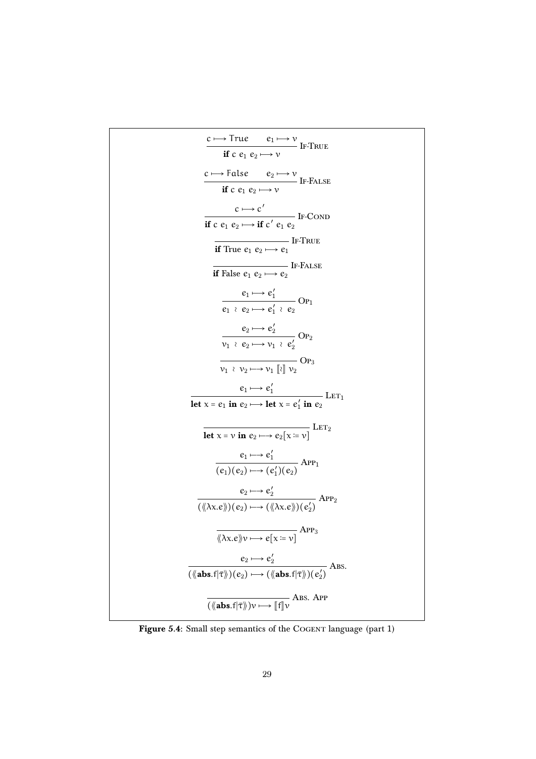$$\frac{c \longmapsto \mathsf{True} \qquad e_1 \longmapsto v}{\textbf{if } c \ e_1 \ e_2 \longmapsto v} \text{ IF-TRUE}$$

$$\frac{c \longmapsto \mathsf{False} \qquad e_2 \longmapsto v}{\textbf{if } c \ e_1 \ e_2 \longmapsto v} \text{ IF-FALSE}$$

$$\frac{c \longmapsto c'}{\textbf{if } c \ e_1 \ e_2 \longmapsto \textbf{if } c' \ e_1 \ e_2} \text{ IF-COND}$$

$$\frac{}{\textbf{if True } e_1 \ e_2 \longmapsto e_1} \text{ IF-TRUE}$$

$$\frac{}{\textbf{if False } e_1 \ e_2 \longmapsto e_2} \text{ IF-FALSE}$$

$$\frac{e_1 \longmapsto e_1'}{e_1 \wr e_2 \longmapsto e_1' \wr e_2} \text{ OP}_1$$

$$\frac{e_2 \longmapsto e_2'}{v_1 \wr e_2 \longmapsto v_1 \wr e_2'} \text{ OP}_2$$

$$\frac{}{v_1 \wr v_2 \longmapsto v_1 \llbracket \wr \rrbracket \ v_2} \text{ OP}_3$$

$$\frac{e_1 \longmapsto e_1'}{\textbf{let } x = e_1 \textbf{ in } e_2 \longmapsto \textbf{let } x = e_1' \textbf{ in } e_2} \text{ LET}_1$$

$$\frac{}{\textbf{let } x = v \textbf{ in } e_2 \longmapsto e_2[x \coloneqq v]} \text{ LET}_2$$

$$\frac{e_1 \longmapsto e_1'}{(e_1)(e_2) \longmapsto (e_1')(e_2)} \text{ APP}_1$$

$$\frac{e_2 \longmapsto e_2'}{(\langle\!\langle \lambda x.e \rangle\!\rangle)(e_2) \longmapsto (\langle\!\langle \lambda x.e \rangle\!\rangle)(e_2')} \text{ APP}_2$$

$$\frac{}{\langle\!\langle \lambda x.e \rangle\!\rangle v \longmapsto e[x \coloneqq v]} \text{ APP}_3$$

$$\frac{e_2 \longmapsto e_2'}{(\langle\!\langle \textbf{abs}.f|\bar{\tau} \rangle\!\rangle)(e_2) \longmapsto (\langle\!\langle \textbf{abs}.f|\bar{\tau} \rangle\!\rangle)(e_2')} \text{ ABS.}$$

$$\frac{}{(\langle\!\langle \textbf{abs}.f|\bar{\tau} \rangle\!\rangle)v \longmapsto \llbracket f \rrbracket v} \text{ ABS. APP}$$

**Figure 5.4**: Small step semantics of the COGENT language (part 1)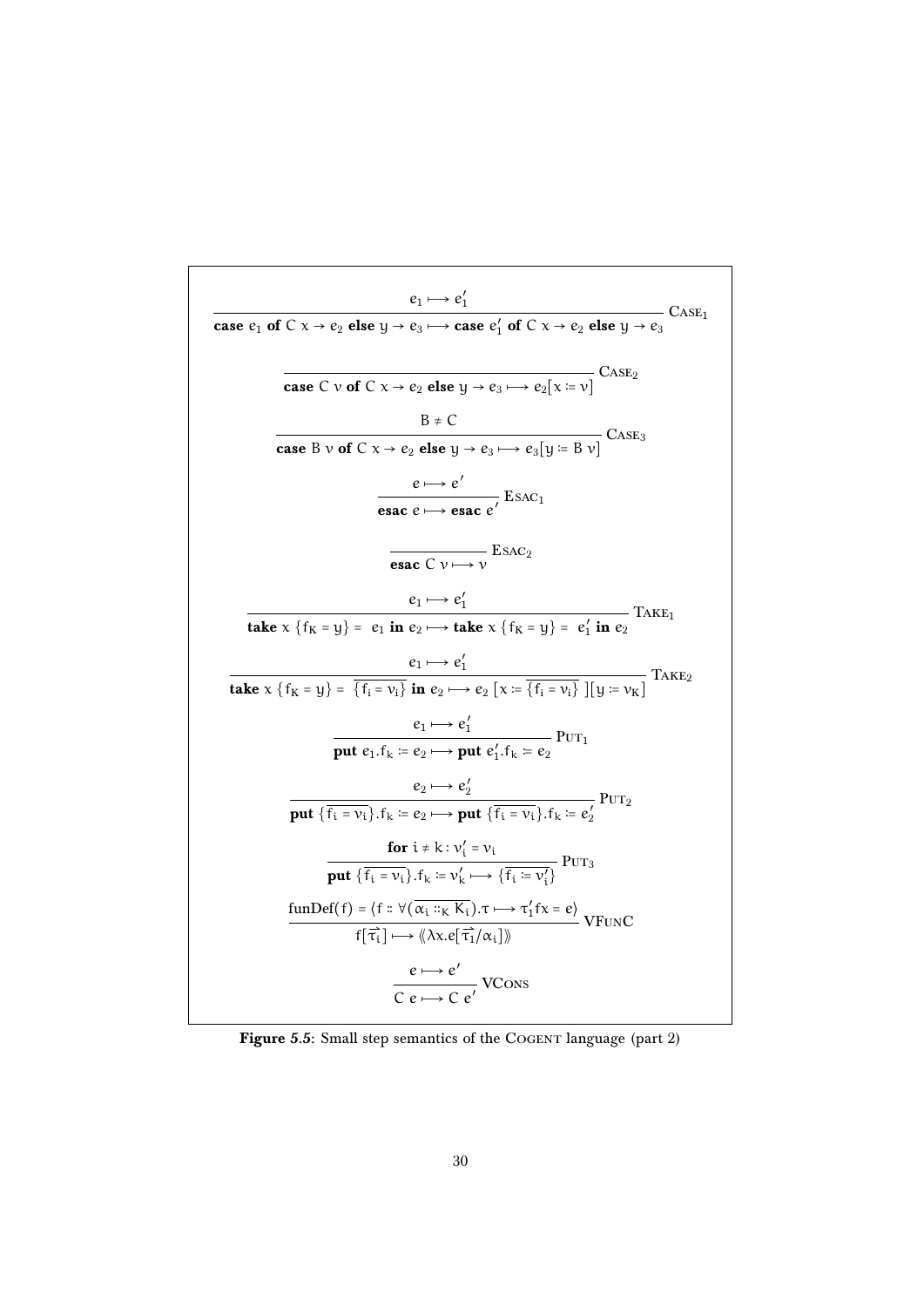$$\frac{e_1 \longmapsto e_1'}{\textbf{case}\ e_1\ \textbf{of}\ C\ x \to e_2\ \textbf{else}\ y \to e_3 \longmapsto \textbf{case}\ e_1'\ \textbf{of}\ C\ x \to e_2\ \textbf{else}\ y \to e_3}\ \text{CASE}_1$$

$$\frac{}{\textbf{case}\ C\ v\ \textbf{of}\ C\ x \to e_2\ \textbf{else}\ y \to e_3 \longmapsto e_2[x \coloneqq v]}\ \text{CASE}_2$$

$$\frac{B \neq C}{\textbf{case}\ B\ v\ \textbf{of}\ C\ x \to e_2\ \textbf{else}\ y \to e_3 \longmapsto e_3[y \coloneqq B\ v]}\ \text{CASE}_3$$

$$\frac{e \longmapsto e'}{\textbf{esac}\ e \longmapsto \textbf{esac}\ e'}\ \text{ESAC}_1$$

$$\frac{}{\textbf{esac}\ C\ v \longmapsto v}\ \text{ESAC}_2$$

$$\frac{e_1 \longmapsto e_1'}{\textbf{take}\ x\ \{f_K = y\} =\ e_1\ \textbf{in}\ e_2 \longmapsto \textbf{take}\ x\ \{f_K = y\} =\ e_1'\ \textbf{in}\ e_2}\ \text{TAKE}_1$$

$$\frac{e_1 \longmapsto e_1'}{\textbf{take}\ x\ \{f_K = y\} =\ \overline{\{f_i = v_i\}}\ \textbf{in}\ e_2 \longmapsto e_2\ [x \coloneqq \overline{\{f_i = v_i\}}\ ][y \coloneqq v_K]}\ \text{TAKE}_2$$

$$\frac{e_1 \longmapsto e_1'}{\textbf{put}\ e_1.f_k \coloneqq e_2 \longmapsto \textbf{put}\ e_1'.f_k \coloneqq e_2}\ \text{PUT}_1$$

$$\frac{e_2 \longmapsto e_2'}{\textbf{put}\ \{\overline{f_i = v_i}\}.f_k \coloneqq e_2 \longmapsto \textbf{put}\ \{\overline{f_i = v_i}\}.f_k \coloneqq e_2'}\ \text{PUT}_2$$

$$\frac{\textbf{for}\ i \neq k : v_i' = v_i}{\textbf{put}\ \{\overline{f_i = v_i}\}.f_k \coloneqq v_k' \longmapsto \{\overline{f_i \coloneqq v_i'}\}}\ \text{PUT}_3$$

$$\frac{\text{funDef}(f) = \langle f :: \forall(\overline{\alpha_i ::_K K_i}).\tau \longmapsto \tau_1' f x = e\rangle}{f[\overline{\tau_i}] \longmapsto \langle\!\langle \lambda x.e[\overline{\tau_1}/\alpha_i] \rangle\!\rangle}\ \text{VFUNC}$$

$$\frac{e \longmapsto e'}{C\ e \longmapsto C\ e'}\ \text{VCONS}$$

**Figure 5.5**: Small step semantics of the COGENT language (part 2)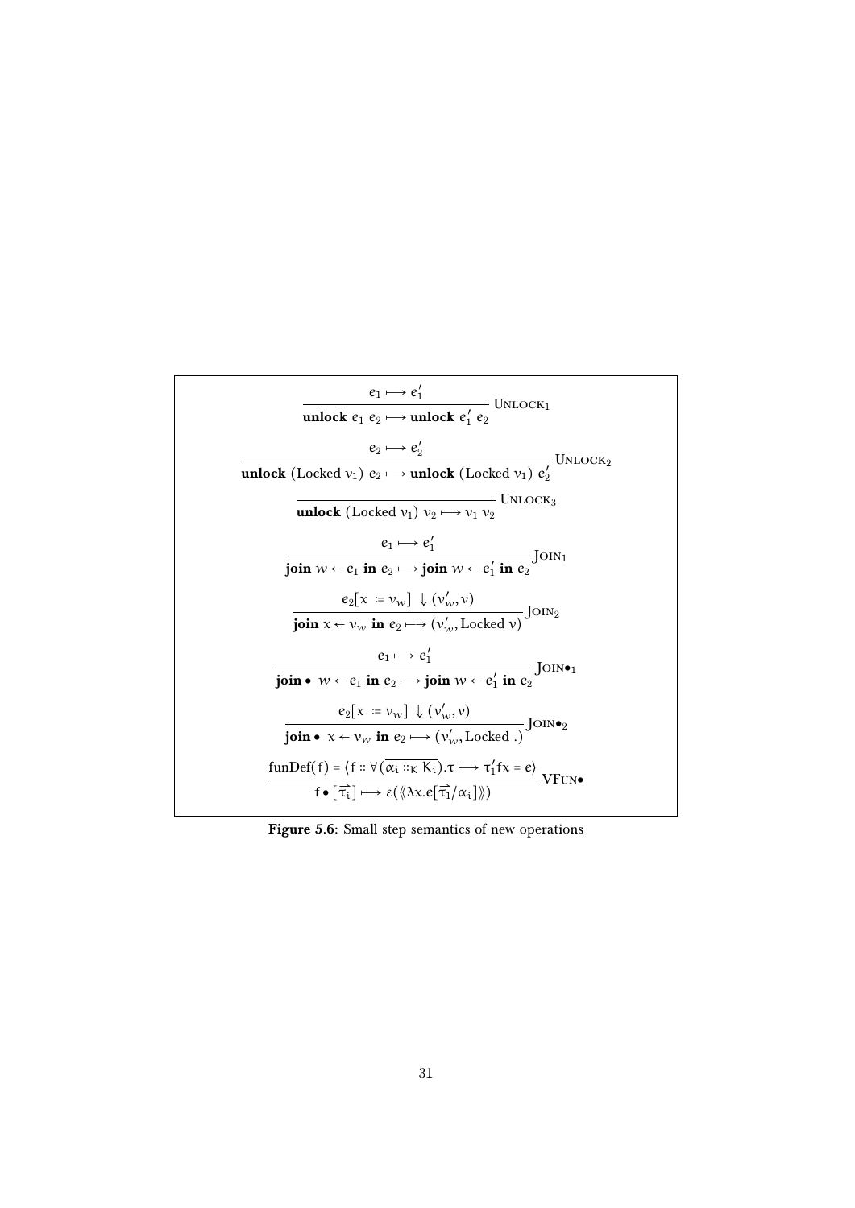$$\frac{e_1 \longmapsto e_1'}{\textbf{unlock}\ e_1\ e_2 \longmapsto \textbf{unlock}\ e_1'\ e_2}\ \text{U}_{\text{NLOCK}_1}$$

$$\frac{e_2 \longmapsto e_2'}{\textbf{unlock}\ (\text{Locked}\ v_1)\ e_2 \longmapsto \textbf{unlock}\ (\text{Locked}\ v_1)\ e_2'}\ \text{U}_{\text{NLOCK}_2}$$

$$\frac{}{\textbf{unlock}\ (\text{Locked}\ v_1)\ v_2 \longmapsto v_1\ v_2}\ \text{U}_{\text{NLOCK}_3}$$

$$\frac{e_1 \longmapsto e_1'}{\textbf{join}\ w \leftarrow e_1\ \textbf{in}\ e_2 \longmapsto \textbf{join}\ w \leftarrow e_1'\ \textbf{in}\ e_2}\ \text{J}_{\text{OIN}_1}$$

$$\frac{e_2[x := v_w]\ \Downarrow (v_w', v)}{\textbf{join}\ x \leftarrow v_w\ \textbf{in}\ e_2 \longmapsto (v_w', \text{Locked}\ v)}\ \text{J}_{\text{OIN}_2}$$

$$\frac{e_1 \longmapsto e_1'}{\textbf{join}\bullet\ w \leftarrow e_1\ \textbf{in}\ e_2 \longmapsto \textbf{join}\ w \leftarrow e_1'\ \textbf{in}\ e_2}\ \text{J}_{\text{OIN}\bullet_1}$$

$$\frac{e_2[x := v_w]\ \Downarrow (v_w', v)}{\textbf{join}\bullet\ x \leftarrow v_w\ \textbf{in}\ e_2 \longmapsto (v_w', \text{Locked}\ .)}\ \text{J}_{\text{OIN}\bullet_2}$$

$$\frac{\text{funDef}(f) = \langle f :: \forall(\overline{\alpha_i ::_K K_i}).\tau \longmapsto \tau_1' f x = e\rangle}{f \bullet [\overrightarrow{\tau_i}] \longmapsto \varepsilon(\langle\!\langle \lambda x. e[\overrightarrow{\tau_1}/\alpha_i]\rangle\!\rangle)}\ \text{VF}_{\text{UN}\bullet}$$

**Figure 5.6**: Small step semantics of new operations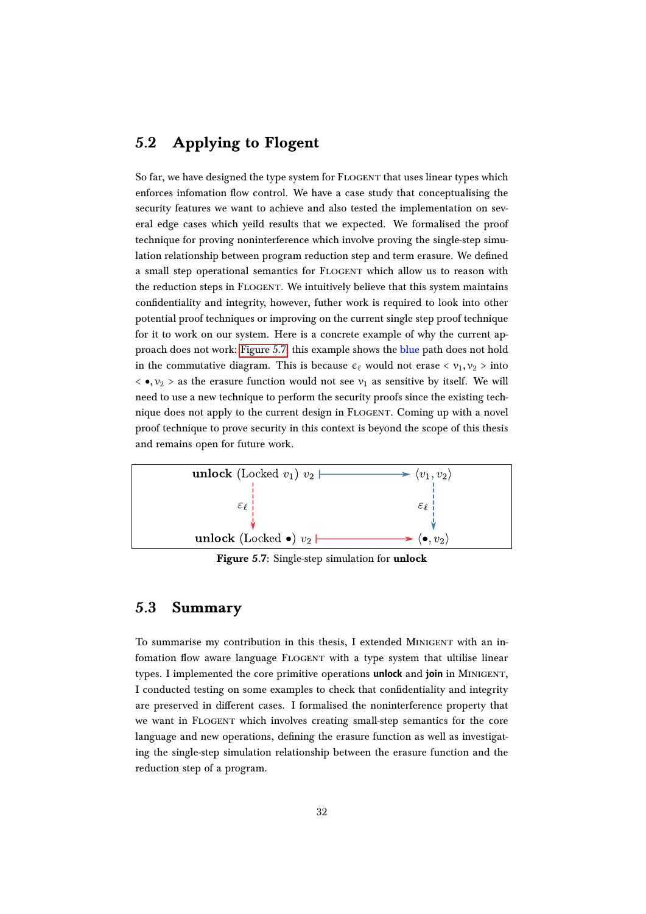## 5.2 Applying to Flogent

So far, we have designed the type system for FLOGENT that uses linear types which enforces infomation flow control. We have a case study that conceptualising the security features we want to achieve and also tested the implementation on several edge cases which yeild results that we expected. We formalised the proof technique for proving noninterference which involve proving the single-step simulation relationship between program reduction step and term erasure. We defined a small step operational semantics for FLOGENT which allow us to reason with the reduction steps in FLOGENT. We intuitively believe that this system maintains confidentiality and integrity, however, futher work is required to look into other potential proof techniques or improving on the current single step proof technique for it to work on our system. Here is a concrete example of why the current approach does not work: Figure 5.7 this example shows the blue path does not hold in the commutative diagram. This is because $\epsilon_\ell$ would not erase $< v_1, v_2 >$ into $< \bullet, v_2 >$ as the erasure function would not see $v_1$ as sensitive by itself. We will need to use a new technique to perform the security proofs since the existing technique does not apply to the current design in FLOGENT. Coming up with a novel proof technique to prove security in this context is beyond the scope of this thesis and remains open for future work.

$$
\begin{array}{ccc}
\textbf{unlock}\ (\text{Locked}\ v_1)\ v_2 & \longmapsto & \langle v_1, v_2 \rangle \\
\downarrow \varepsilon_\ell & & \downarrow \varepsilon_\ell \\
\textbf{unlock}\ (\text{Locked}\ \bullet)\ v_2 & \longmapsto & \langle \bullet, v_2 \rangle
\end{array}
$$

**Figure 5.7**: Single-step simulation for **unlock**

## 5.3 Summary

To summarise my contribution in this thesis, I extended MINIGENT with an infomation flow aware language FLOGENT with a type system that ultilise linear types. I implemented the core primitive operations **unlock** and **join** in MINIGENT, I conducted testing on some examples to check that confidentiality and integrity are preserved in different cases. I formalised the noninterference property that we want in FLOGENT which involves creating small-step semantics for the core language and new operations, defining the erasure function as well as investigating the single-step simulation relationship between the erasure function and the reduction step of a program.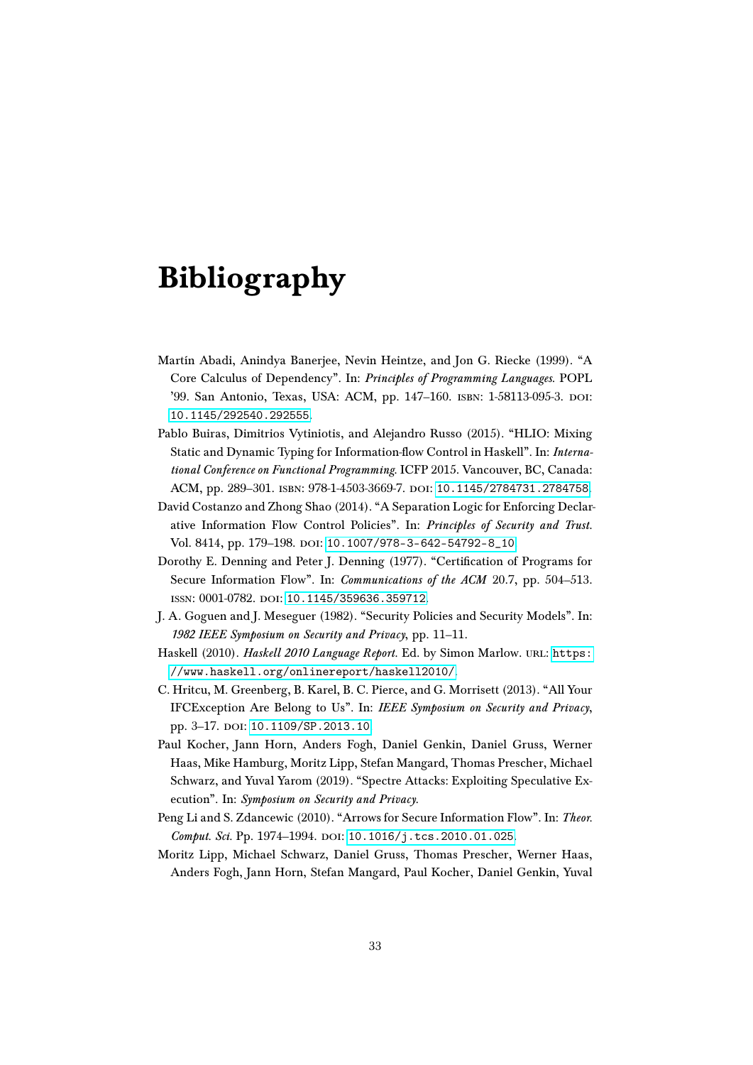# Bibliography

Martín Abadi, Anindya Banerjee, Nevin Heintze, and Jon G. Riecke (1999). "A Core Calculus of Dependency". In: *Principles of Programming Languages*. POPL '99. San Antonio, Texas, USA: ACM, pp. 147–160. ISBN: 1-58113-095-3. DOI: 10.1145/292540.292555.

Pablo Buiras, Dimitrios Vytiniotis, and Alejandro Russo (2015). "HLIO: Mixing Static and Dynamic Typing for Information-flow Control in Haskell". In: *International Conference on Functional Programming*. ICFP 2015. Vancouver, BC, Canada: ACM, pp. 289–301. ISBN: 978-1-4503-3669-7. DOI: 10.1145/2784731.2784758.

David Costanzo and Zhong Shao (2014). "A Separation Logic for Enforcing Declarative Information Flow Control Policies". In: *Principles of Security and Trust*. Vol. 8414, pp. 179–198. DOI: 10.1007/978-3-642-54792-8_10.

Dorothy E. Denning and Peter J. Denning (1977). "Certification of Programs for Secure Information Flow". In: *Communications of the ACM* 20.7, pp. 504–513. ISSN: 0001-0782. DOI: 10.1145/359636.359712.

J. A. Goguen and J. Meseguer (1982). "Security Policies and Security Models". In: *1982 IEEE Symposium on Security and Privacy*, pp. 11–11.

Haskell (2010). *Haskell 2010 Language Report*. Ed. by Simon Marlow. URL: https://www.haskell.org/onlinereport/haskell2010/.

C. Hritcu, M. Greenberg, B. Karel, B. C. Pierce, and G. Morrisett (2013). "All Your IFCException Are Belong to Us". In: *IEEE Symposium on Security and Privacy*, pp. 3–17. DOI: 10.1109/SP.2013.10.

Paul Kocher, Jann Horn, Anders Fogh, Daniel Genkin, Daniel Gruss, Werner Haas, Mike Hamburg, Moritz Lipp, Stefan Mangard, Thomas Prescher, Michael Schwarz, and Yuval Yarom (2019). "Spectre Attacks: Exploiting Speculative Execution". In: *Symposium on Security and Privacy*.

Peng Li and S. Zdancewic (2010). "Arrows for Secure Information Flow". In: *Theor. Comput. Sci.* Pp. 1974–1994. DOI: 10.1016/j.tcs.2010.01.025.

Moritz Lipp, Michael Schwarz, Daniel Gruss, Thomas Prescher, Werner Haas, Anders Fogh, Jann Horn, Stefan Mangard, Paul Kocher, Daniel Genkin, Yuval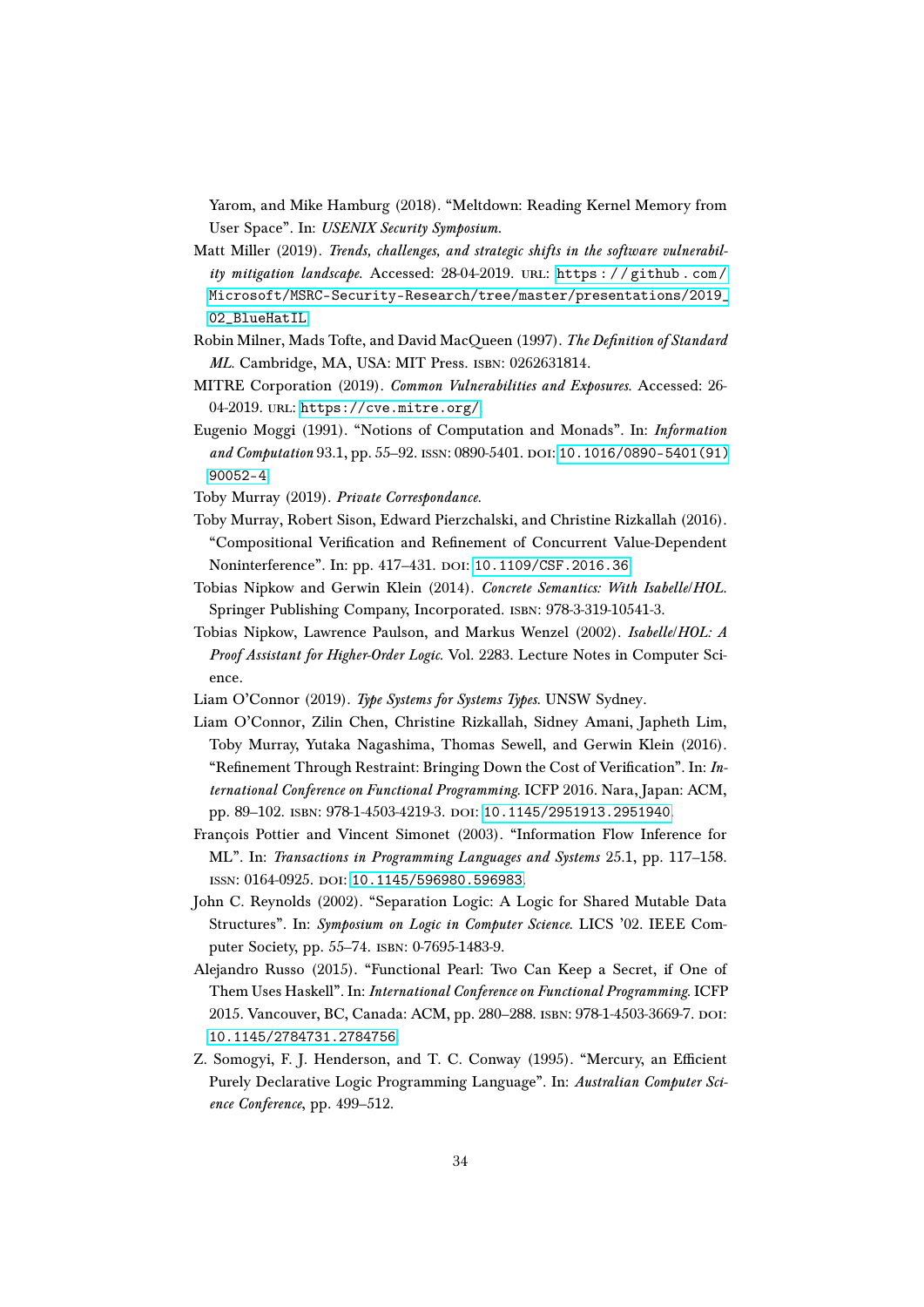Yarom, and Mike Hamburg (2018). "Meltdown: Reading Kernel Memory from User Space". In: *USENIX Security Symposium*.

Matt Miller (2019). *Trends, challenges, and strategic shifts in the software vulnerability mitigation landscape*. Accessed: 28-04-2019. URL: https://github.com/Microsoft/MSRC-Security-Research/tree/master/presentations/2019_02_BlueHatIL.

Robin Milner, Mads Tofte, and David MacQueen (1997). *The Definition of Standard ML*. Cambridge, MA, USA: MIT Press. ISBN: 0262631814.

MITRE Corporation (2019). *Common Vulnerabilities and Exposures*. Accessed: 26-04-2019. URL: https://cve.mitre.org/.

Eugenio Moggi (1991). "Notions of Computation and Monads". In: *Information and Computation* 93.1, pp. 55–92. ISSN: 0890-5401. DOI: 10.1016/0890-5401(91)90052-4.

Toby Murray (2019). *Private Correspondance*.

Toby Murray, Robert Sison, Edward Pierzchalski, and Christine Rizkallah (2016). "Compositional Verification and Refinement of Concurrent Value-Dependent Noninterference". In: pp. 417–431. DOI: 10.1109/CSF.2016.36.

Tobias Nipkow and Gerwin Klein (2014). *Concrete Semantics: With Isabelle/HOL*. Springer Publishing Company, Incorporated. ISBN: 978-3-319-10541-3.

Tobias Nipkow, Lawrence Paulson, and Markus Wenzel (2002). *Isabelle/HOL: A Proof Assistant for Higher-Order Logic*. Vol. 2283. Lecture Notes in Computer Science.

Liam O'Connor (2019). *Type Systems for Systems Types*. UNSW Sydney.

Liam O'Connor, Zilin Chen, Christine Rizkallah, Sidney Amani, Japheth Lim, Toby Murray, Yutaka Nagashima, Thomas Sewell, and Gerwin Klein (2016). "Refinement Through Restraint: Bringing Down the Cost of Verification". In: *International Conference on Functional Programming*. ICFP 2016. Nara, Japan: ACM, pp. 89–102. ISBN: 978-1-4503-4219-3. DOI: 10.1145/2951913.2951940.

François Pottier and Vincent Simonet (2003). "Information Flow Inference for ML". In: *Transactions in Programming Languages and Systems* 25.1, pp. 117–158. ISSN: 0164-0925. DOI: 10.1145/596980.596983.

John C. Reynolds (2002). "Separation Logic: A Logic for Shared Mutable Data Structures". In: *Symposium on Logic in Computer Science*. LICS '02. IEEE Computer Society, pp. 55–74. ISBN: 0-7695-1483-9.

Alejandro Russo (2015). "Functional Pearl: Two Can Keep a Secret, if One of Them Uses Haskell". In: *International Conference on Functional Programming*. ICFP 2015. Vancouver, BC, Canada: ACM, pp. 280–288. ISBN: 978-1-4503-3669-7. DOI: 10.1145/2784731.2784756.

Z. Somogyi, F. J. Henderson, and T. C. Conway (1995). "Mercury, an Efficient Purely Declarative Logic Programming Language". In: *Australian Computer Science Conference*, pp. 499–512.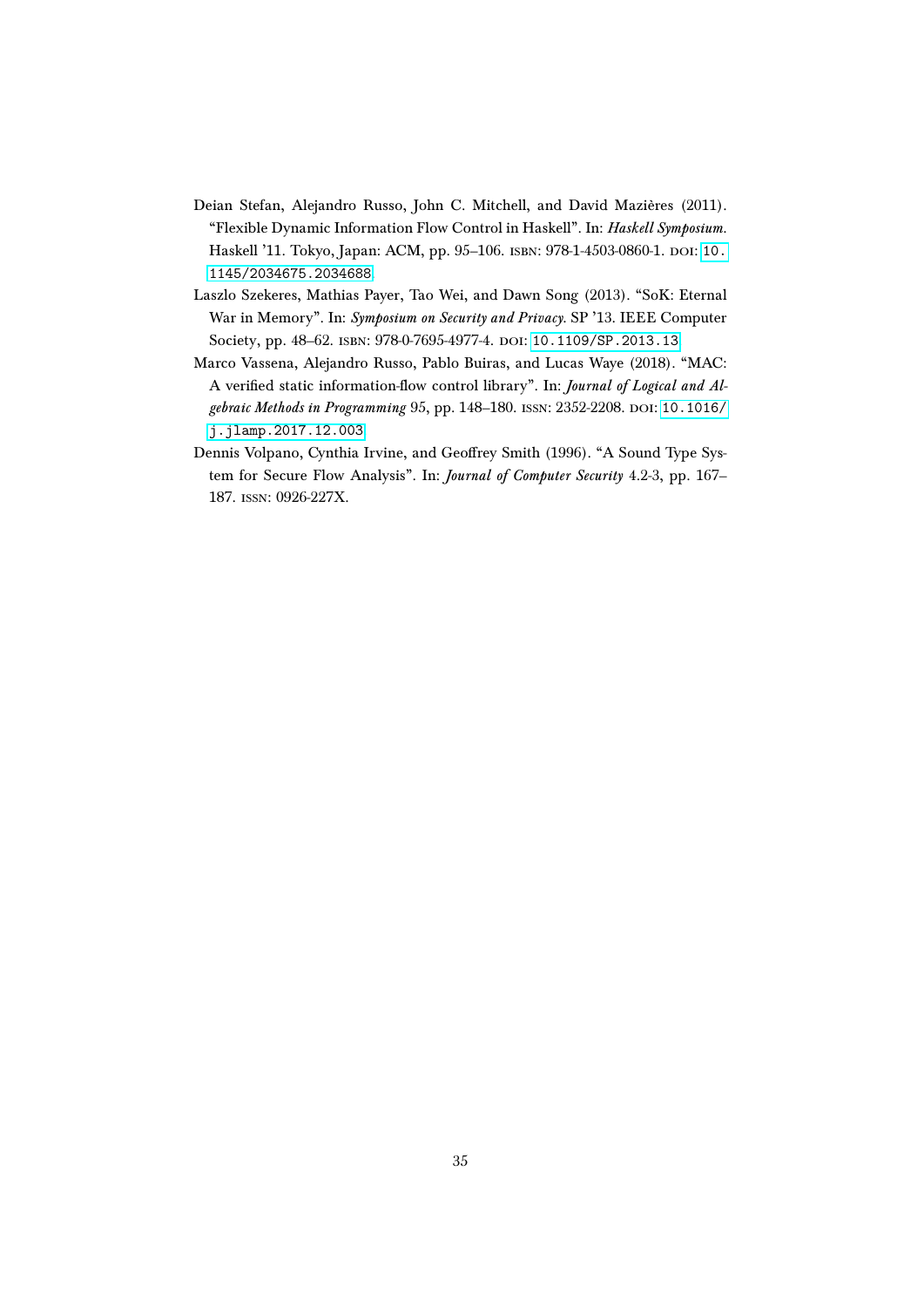Deian Stefan, Alejandro Russo, John C. Mitchell, and David Mazières (2011). "Flexible Dynamic Information Flow Control in Haskell". In: *Haskell Symposium*. Haskell '11. Tokyo, Japan: ACM, pp. 95–106. ISBN: 978-1-4503-0860-1. DOI: 10.1145/2034675.2034688.

Laszlo Szekeres, Mathias Payer, Tao Wei, and Dawn Song (2013). "SoK: Eternal War in Memory". In: *Symposium on Security and Privacy*. SP '13. IEEE Computer Society, pp. 48–62. ISBN: 978-0-7695-4977-4. DOI: 10.1109/SP.2013.13.

Marco Vassena, Alejandro Russo, Pablo Buiras, and Lucas Waye (2018). "MAC: A verified static information-flow control library". In: *Journal of Logical and Algebraic Methods in Programming* 95, pp. 148–180. ISSN: 2352-2208. DOI: 10.1016/j.jlamp.2017.12.003.

Dennis Volpano, Cynthia Irvine, and Geoffrey Smith (1996). "A Sound Type System for Secure Flow Analysis". In: *Journal of Computer Security* 4.2-3, pp. 167–187. ISSN: 0926-227X.